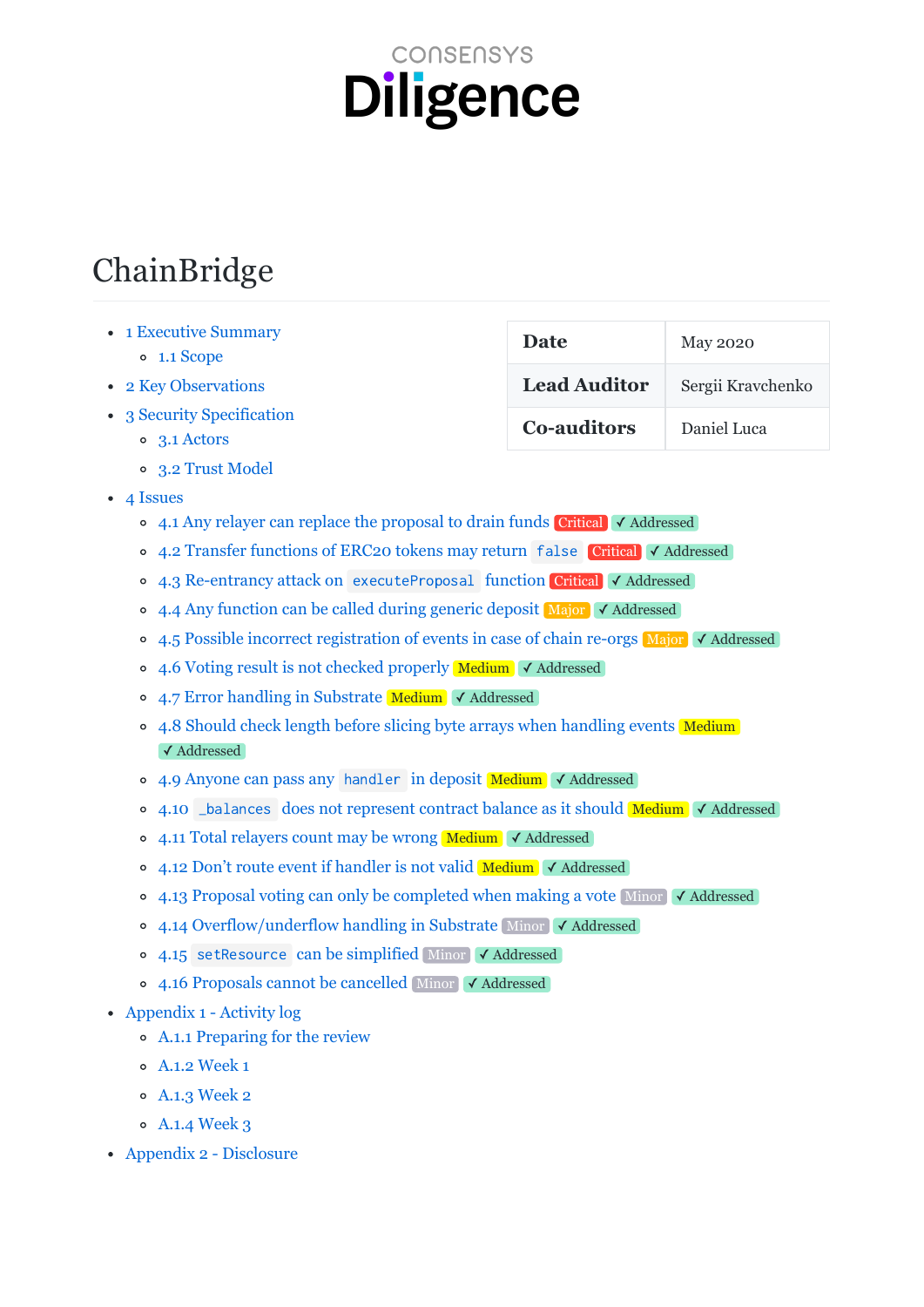CONSENSYS

**Diligence**

# ChainBridge

| Date | May 2020 |
| --- | --- |
| Lead Auditor | Sergii Kravchenko |
| Co-auditors | Daniel Luca |

- 1 Executive Summary
  - 1.1 Scope
- 2 Key Observations
- 3 Security Specification
  - 3.1 Actors
  - 3.2 Trust Model
- 4 Issues
  - 4.1 Any relayer can replace the proposal to drain funds Critical ✓ Addressed
  - 4.2 Transfer functions of ERC20 tokens may return `false` Critical ✓ Addressed
  - 4.3 Re-entrancy attack on `executeProposal` function Critical ✓ Addressed
  - 4.4 Any function can be called during generic deposit Major ✓ Addressed
  - 4.5 Possible incorrect registration of events in case of chain re-orgs Major ✓ Addressed
  - 4.6 Voting result is not checked properly Medium ✓ Addressed
  - 4.7 Error handling in Substrate Medium ✓ Addressed
  - 4.8 Should check length before slicing byte arrays when handling events Medium ✓ Addressed
  - 4.9 Anyone can pass any `handler` in deposit Medium ✓ Addressed
  - 4.10 `_balances` does not represent contract balance as it should Medium ✓ Addressed
  - 4.11 Total relayers count may be wrong Medium ✓ Addressed
  - 4.12 Don't route event if handler is not valid Medium ✓ Addressed
  - 4.13 Proposal voting can only be completed when making a vote Minor ✓ Addressed
  - 4.14 Overflow/underflow handling in Substrate Minor ✓ Addressed
  - 4.15 `setResource` can be simplified Minor ✓ Addressed
  - 4.16 Proposals cannot be cancelled Minor ✓ Addressed
- Appendix 1 - Activity log
  - A.1.1 Preparing for the review
  - A.1.2 Week 1
  - A.1.3 Week 2
  - A.1.4 Week 3
- Appendix 2 - Disclosure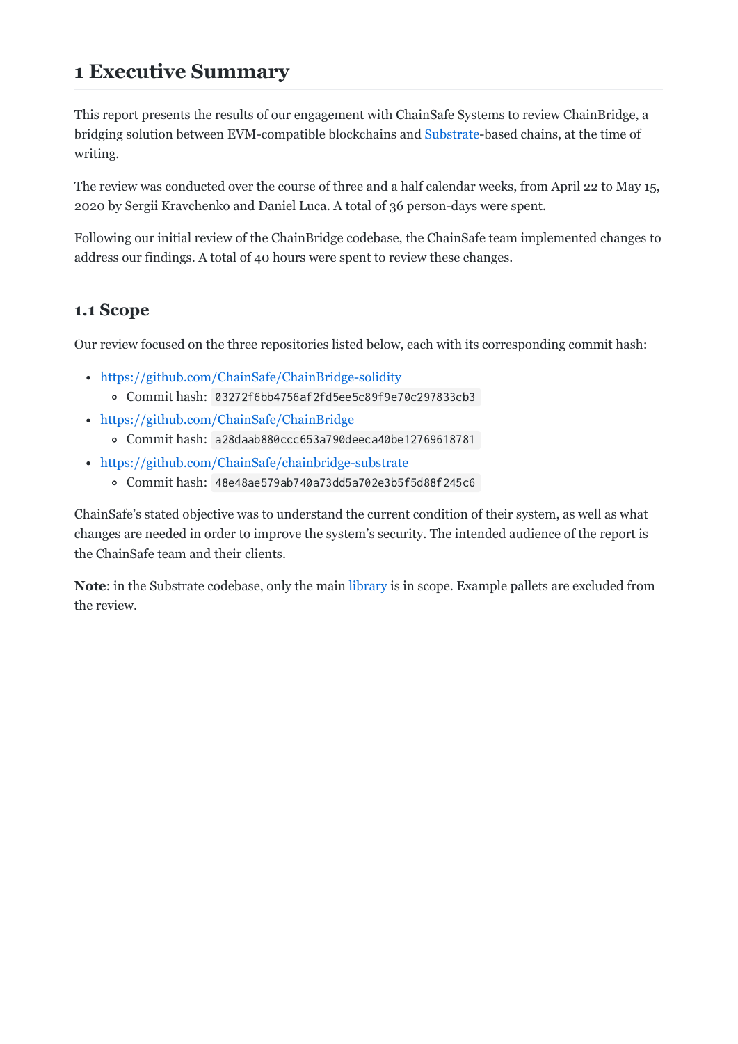# 1 Executive Summary

This report presents the results of our engagement with ChainSafe Systems to review ChainBridge, a bridging solution between EVM-compatible blockchains and Substrate-based chains, at the time of writing.

The review was conducted over the course of three and a half calendar weeks, from April 22 to May 15, 2020 by Sergii Kravchenko and Daniel Luca. A total of 36 person-days were spent.

Following our initial review of the ChainBridge codebase, the ChainSafe team implemented changes to address our findings. A total of 40 hours were spent to review these changes.

## 1.1 Scope

Our review focused on the three repositories listed below, each with its corresponding commit hash:

- https://github.com/ChainSafe/ChainBridge-solidity
  - Commit hash: `03272f6bb4756af2fd5ee5c89f9e70c297833cb3`
- https://github.com/ChainSafe/ChainBridge
  - Commit hash: `a28daab880ccc653a790deeca40be12769618781`
- https://github.com/ChainSafe/chainbridge-substrate
  - Commit hash: `48e48ae579ab740a73dd5a702e3b5f5d88f245c6`

ChainSafe's stated objective was to understand the current condition of their system, as well as what changes are needed in order to improve the system's security. The intended audience of the report is the ChainSafe team and their clients.

**Note**: in the Substrate codebase, only the main library is in scope. Example pallets are excluded from the review.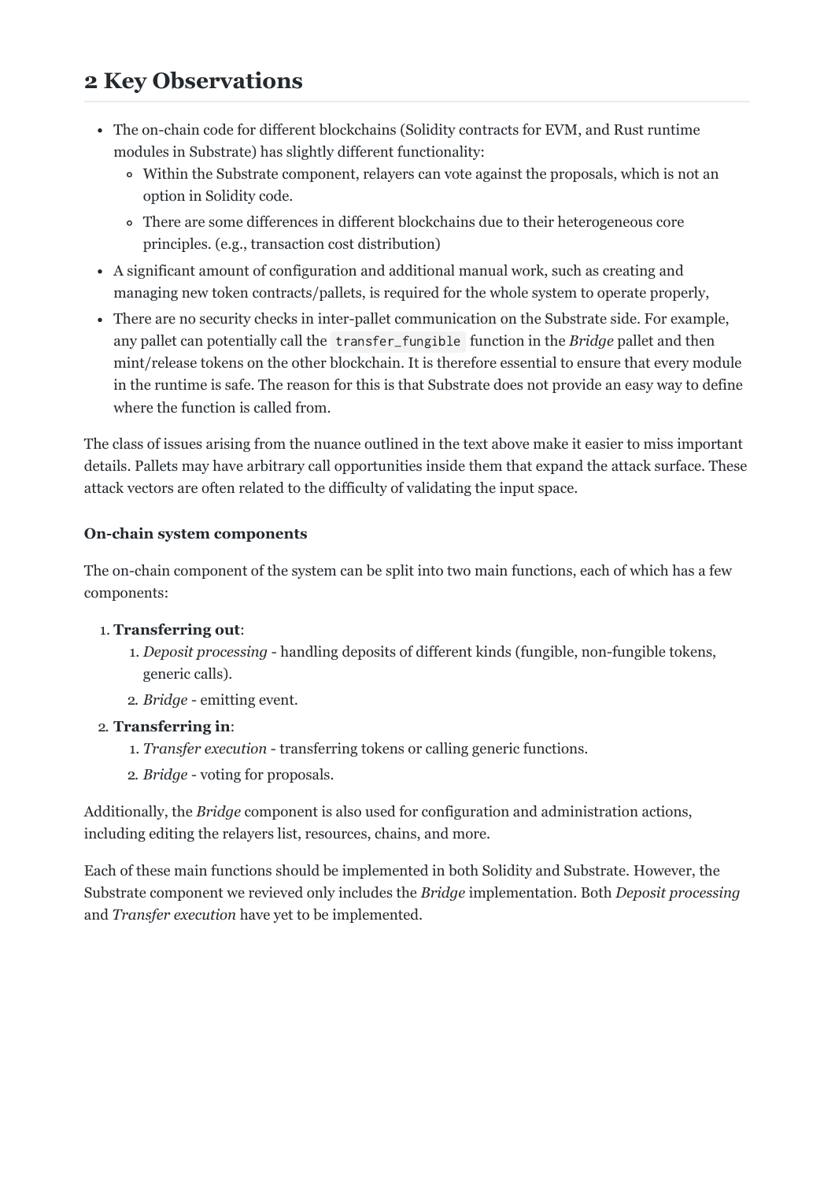## 2 Key Observations

- The on-chain code for different blockchains (Solidity contracts for EVM, and Rust runtime modules in Substrate) has slightly different functionality:
  - Within the Substrate component, relayers can vote against the proposals, which is not an option in Solidity code.
  - There are some differences in different blockchains due to their heterogeneous core principles. (e.g., transaction cost distribution)
- A significant amount of configuration and additional manual work, such as creating and managing new token contracts/pallets, is required for the whole system to operate properly,
- There are no security checks in inter-pallet communication on the Substrate side. For example, any pallet can potentially call the `transfer_fungible` function in the *Bridge* pallet and then mint/release tokens on the other blockchain. It is therefore essential to ensure that every module in the runtime is safe. The reason for this is that Substrate does not provide an easy way to define where the function is called from.

The class of issues arising from the nuance outlined in the text above make it easier to miss important details. Pallets may have arbitrary call opportunities inside them that expand the attack surface. These attack vectors are often related to the difficulty of validating the input space.

**On-chain system components**

The on-chain component of the system can be split into two main functions, each of which has a few components:

1. **Transferring out**:
   1. *Deposit processing* - handling deposits of different kinds (fungible, non-fungible tokens, generic calls).
   2. *Bridge* - emitting event.
2. **Transferring in**:
   1. *Transfer execution* - transferring tokens or calling generic functions.
   2. *Bridge* - voting for proposals.

Additionally, the *Bridge* component is also used for configuration and administration actions, including editing the relayers list, resources, chains, and more.

Each of these main functions should be implemented in both Solidity and Substrate. However, the Substrate component we revieved only includes the *Bridge* implementation. Both *Deposit processing* and *Transfer execution* have yet to be implemented.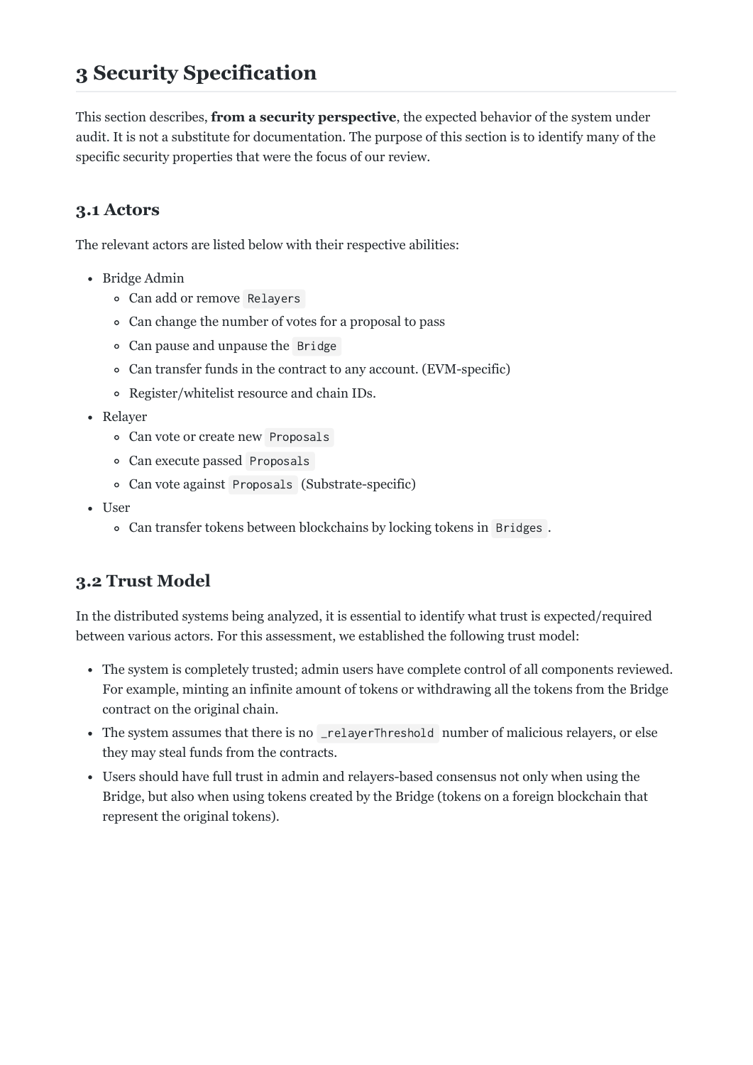# 3 Security Specification

This section describes, **from a security perspective**, the expected behavior of the system under audit. It is not a substitute for documentation. The purpose of this section is to identify many of the specific security properties that were the focus of our review.

## 3.1 Actors

The relevant actors are listed below with their respective abilities:

- Bridge Admin
  - Can add or remove `Relayers`
  - Can change the number of votes for a proposal to pass
  - Can pause and unpause the `Bridge`
  - Can transfer funds in the contract to any account. (EVM-specific)
  - Register/whitelist resource and chain IDs.
- Relayer
  - Can vote or create new `Proposals`
  - Can execute passed `Proposals`
  - Can vote against `Proposals` (Substrate-specific)
- User
  - Can transfer tokens between blockchains by locking tokens in `Bridges`.

## 3.2 Trust Model

In the distributed systems being analyzed, it is essential to identify what trust is expected/required between various actors. For this assessment, we established the following trust model:

- The system is completely trusted; admin users have complete control of all components reviewed. For example, minting an infinite amount of tokens or withdrawing all the tokens from the Bridge contract on the original chain.
- The system assumes that there is no `_relayerThreshold` number of malicious relayers, or else they may steal funds from the contracts.
- Users should have full trust in admin and relayers-based consensus not only when using the Bridge, but also when using tokens created by the Bridge (tokens on a foreign blockchain that represent the original tokens).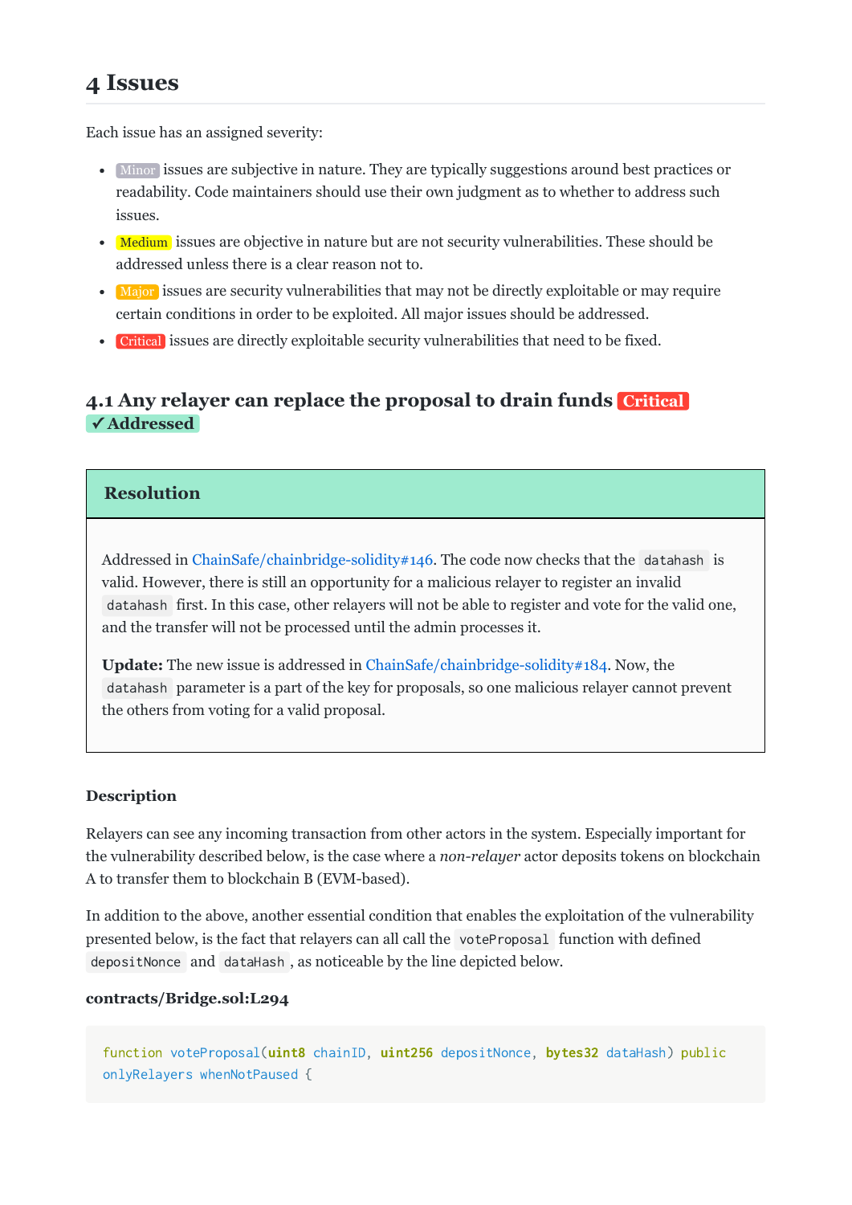## 4 Issues

Each issue has an assigned severity:

- Minor issues are subjective in nature. They are typically suggestions around best practices or readability. Code maintainers should use their own judgment as to whether to address such issues.
- Medium issues are objective in nature but are not security vulnerabilities. These should be addressed unless there is a clear reason not to.
- Major issues are security vulnerabilities that may not be directly exploitable or may require certain conditions in order to be exploited. All major issues should be addressed.
- Critical issues are directly exploitable security vulnerabilities that need to be fixed.

### 4.1 Any relayer can replace the proposal to drain funds Critical ✓ Addressed

#### Resolution

Addressed in ChainSafe/chainbridge-solidity#146. The code now checks that the `datahash` is valid. However, there is still an opportunity for a malicious relayer to register an invalid `datahash` first. In this case, other relayers will not be able to register and vote for the valid one, and the transfer will not be processed until the admin processes it.

**Update:** The new issue is addressed in ChainSafe/chainbridge-solidity#184. Now, the `datahash` parameter is a part of the key for proposals, so one malicious relayer cannot prevent the others from voting for a valid proposal.

#### Description

Relayers can see any incoming transaction from other actors in the system. Especially important for the vulnerability described below, is the case where a *non-relayer* actor deposits tokens on blockchain A to transfer them to blockchain B (EVM-based).

In addition to the above, another essential condition that enables the exploitation of the vulnerability presented below, is the fact that relayers can all call the `voteProposal` function with defined `depositNonce` and `dataHash`, as noticeable by the line depicted below.

**contracts/Bridge.sol:L294**

```
function voteProposal(uint8 chainID, uint256 depositNonce, bytes32 dataHash) public
onlyRelayers whenNotPaused {
```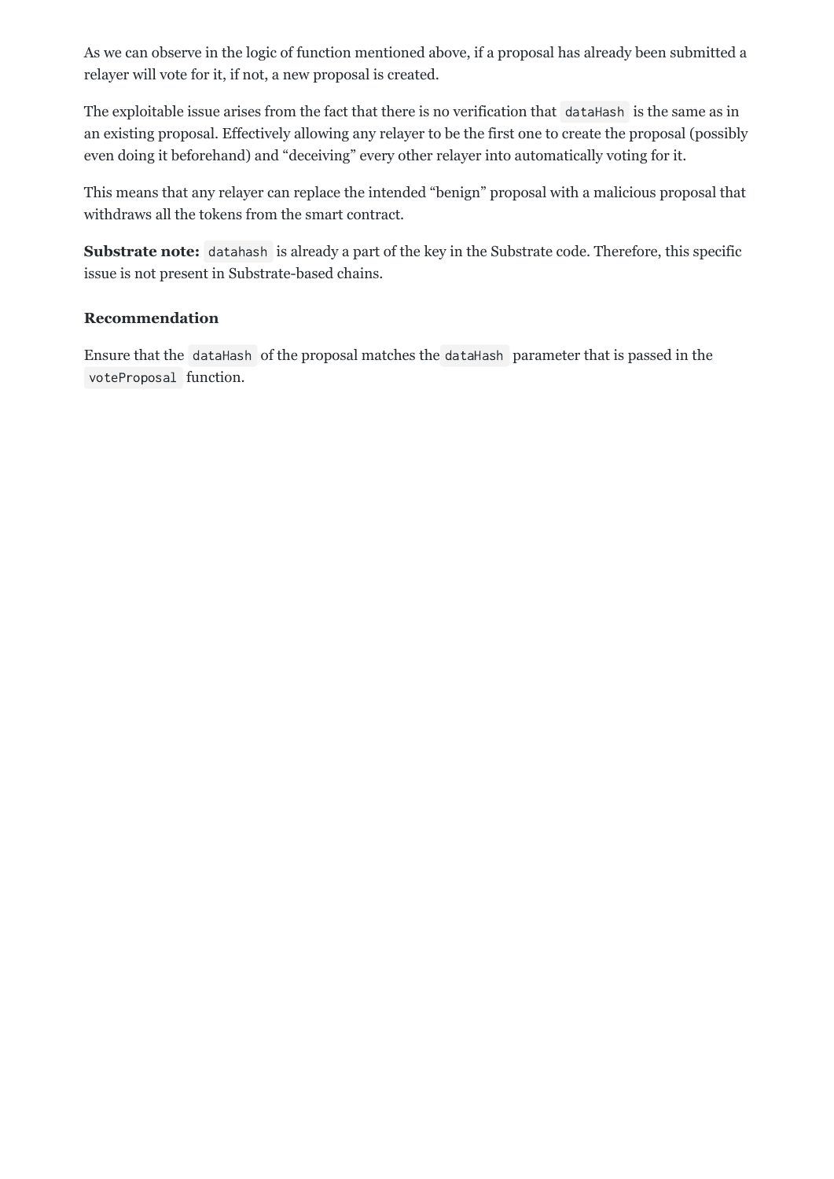As we can observe in the logic of function mentioned above, if a proposal has already been submitted a relayer will vote for it, if not, a new proposal is created.

The exploitable issue arises from the fact that there is no verification that `dataHash` is the same as in an existing proposal. Effectively allowing any relayer to be the first one to create the proposal (possibly even doing it beforehand) and "deceiving" every other relayer into automatically voting for it.

This means that any relayer can replace the intended "benign" proposal with a malicious proposal that withdraws all the tokens from the smart contract.

**Substrate note:** `datahash` is already a part of the key in the Substrate code. Therefore, this specific issue is not present in Substrate-based chains.

#### Recommendation

Ensure that the `dataHash` of the proposal matches the `dataHash` parameter that is passed in the `voteProposal` function.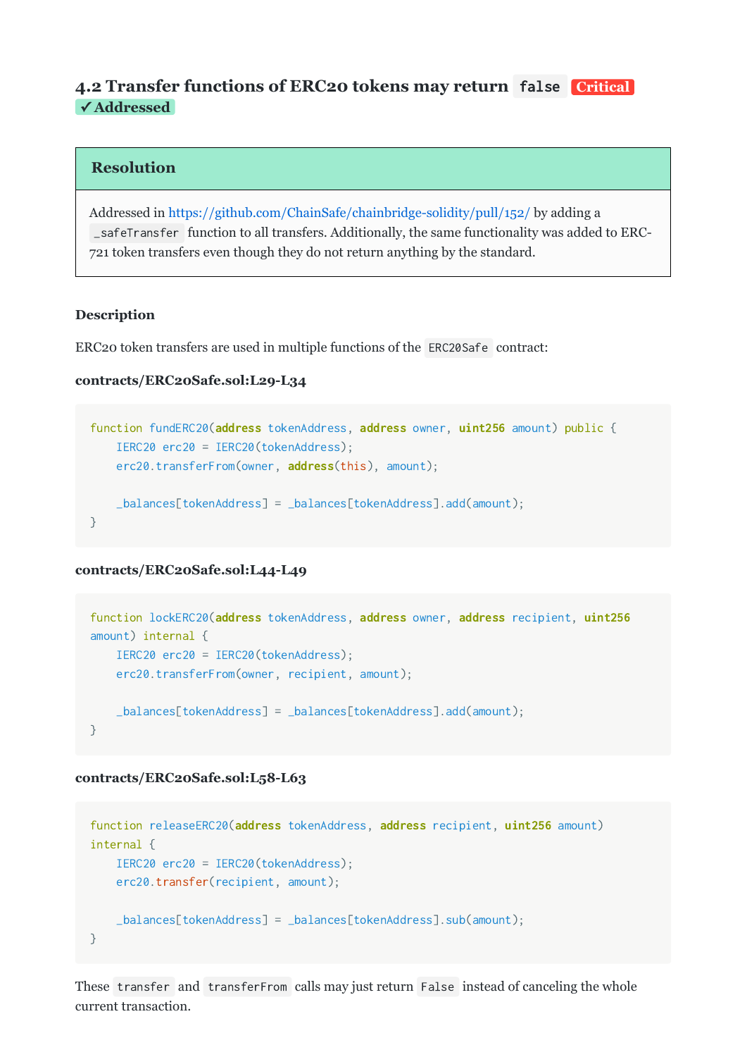### 4.2 Transfer functions of ERC20 tokens may return `false` Critical ✓ Addressed

#### Resolution

Addressed in https://github.com/ChainSafe/chainbridge-solidity/pull/152/ by adding a `_safeTransfer` function to all transfers. Additionally, the same functionality was added to ERC-721 token transfers even though they do not return anything by the standard.

#### Description

ERC20 token transfers are used in multiple functions of the `ERC20Safe` contract:

**contracts/ERC20Safe.sol:L29-L34**

```
function fundERC20(address tokenAddress, address owner, uint256 amount) public {
    IERC20 erc20 = IERC20(tokenAddress);
    erc20.transferFrom(owner, address(this), amount);

    _balances[tokenAddress] = _balances[tokenAddress].add(amount);
}
```

**contracts/ERC20Safe.sol:L44-L49**

```
function lockERC20(address tokenAddress, address owner, address recipient, uint256
amount) internal {
    IERC20 erc20 = IERC20(tokenAddress);
    erc20.transferFrom(owner, recipient, amount);

    _balances[tokenAddress] = _balances[tokenAddress].add(amount);
}
```

**contracts/ERC20Safe.sol:L58-L63**

```
function releaseERC20(address tokenAddress, address recipient, uint256 amount)
internal {
    IERC20 erc20 = IERC20(tokenAddress);
    erc20.transfer(recipient, amount);

    _balances[tokenAddress] = _balances[tokenAddress].sub(amount);
}
```

These `transfer` and `transferFrom` calls may just return `False` instead of canceling the whole current transaction.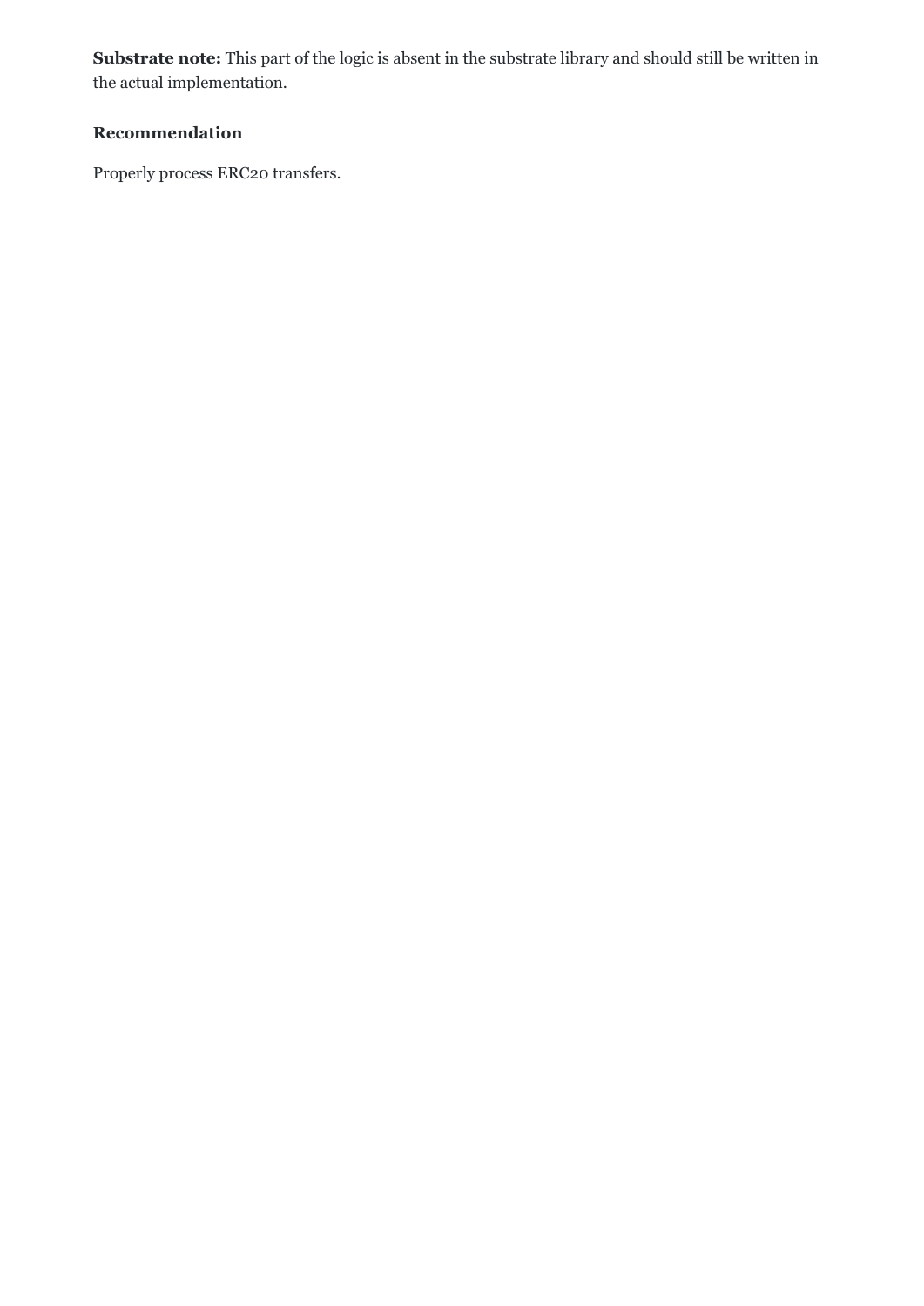**Substrate note:** This part of the logic is absent in the substrate library and should still be written in the actual implementation.

**Recommendation**

Properly process ERC20 transfers.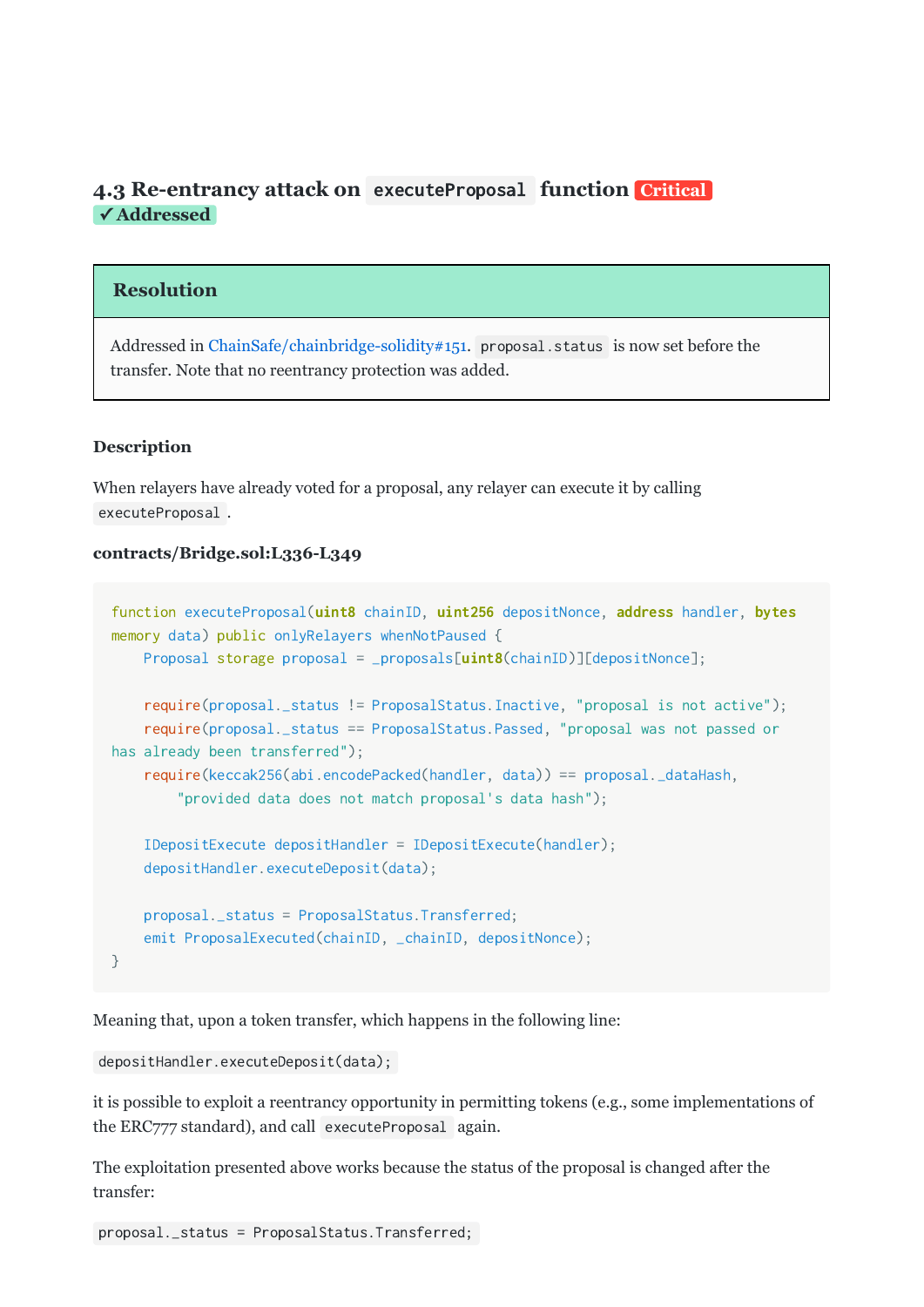## 4.3 Re-entrancy attack on `executeProposal` function Critical

**✓ Addressed**

### Resolution

Addressed in ChainSafe/chainbridge-solidity#151. `proposal.status` is now set before the transfer. Note that no reentrancy protection was added.

#### Description

When relayers have already voted for a proposal, any relayer can execute it by calling `executeProposal`.

**contracts/Bridge.sol:L336-L349**

```
function executeProposal(uint8 chainID, uint256 depositNonce, address handler, bytes memory data) public onlyRelayers whenNotPaused {
    Proposal storage proposal = _proposals[uint8(chainID)][depositNonce];

    require(proposal._status != ProposalStatus.Inactive, "proposal is not active");
    require(proposal._status == ProposalStatus.Passed, "proposal was not passed or has already been transferred");
    require(keccak256(abi.encodePacked(handler, data)) == proposal._dataHash,
        "provided data does not match proposal's data hash");

    IDepositExecute depositHandler = IDepositExecute(handler);
    depositHandler.executeDeposit(data);

    proposal._status = ProposalStatus.Transferred;
    emit ProposalExecuted(chainID, _chainID, depositNonce);
}
```

Meaning that, upon a token transfer, which happens in the following line:

`depositHandler.executeDeposit(data);`

it is possible to exploit a reentrancy opportunity in permitting tokens (e.g., some implementations of the ERC777 standard), and call `executeProposal` again.

The exploitation presented above works because the status of the proposal is changed after the transfer:

`proposal._status = ProposalStatus.Transferred;`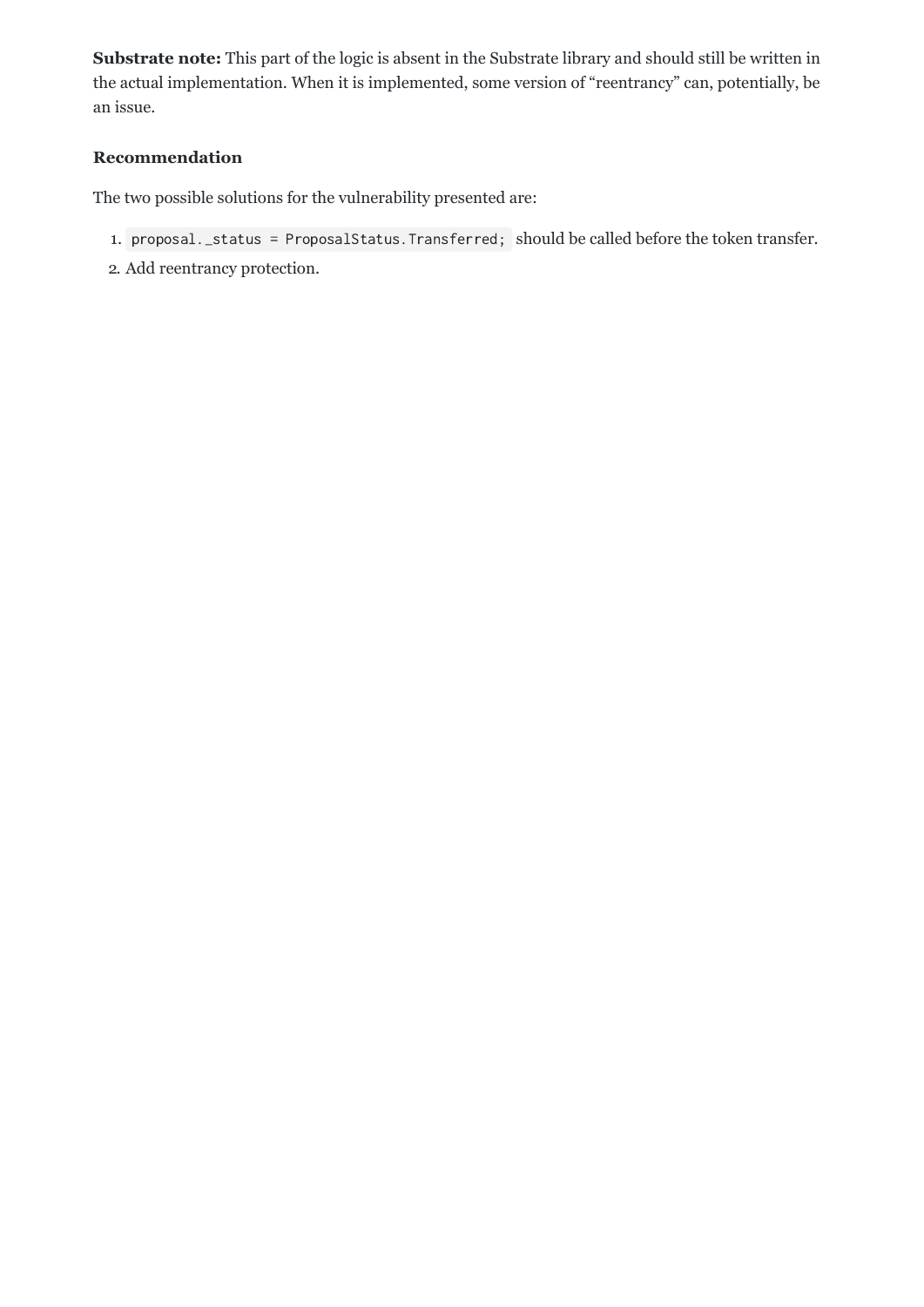**Substrate note:** This part of the logic is absent in the Substrate library and should still be written in the actual implementation. When it is implemented, some version of "reentrancy" can, potentially, be an issue.

### Recommendation

The two possible solutions for the vulnerability presented are:

1. `proposal._status = ProposalStatus.Transferred;` should be called before the token transfer.
2. Add reentrancy protection.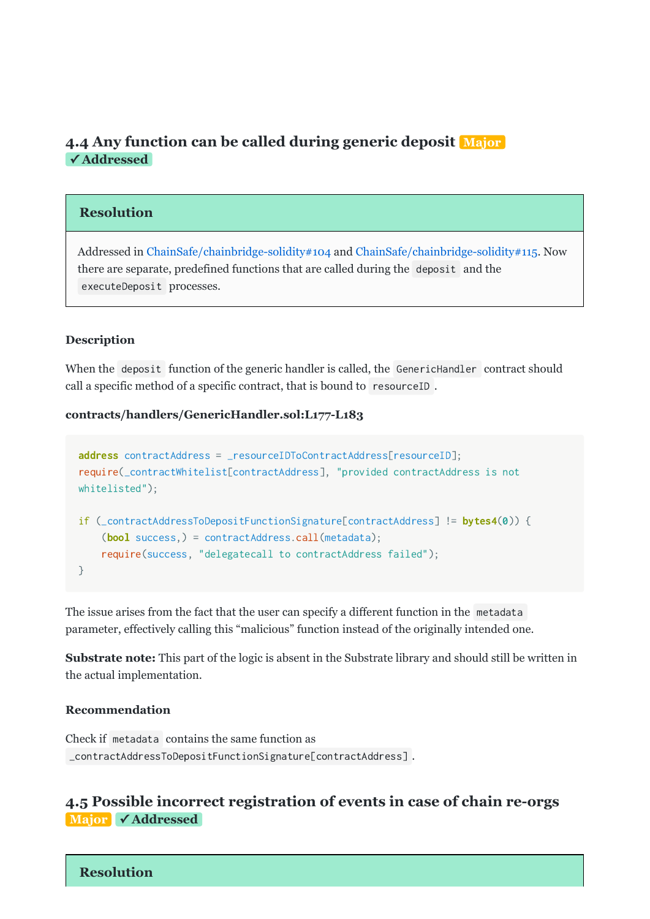### 4.4 Any function can be called during generic deposit Major

✓ Addressed

#### Resolution

Addressed in ChainSafe/chainbridge-solidity#104 and ChainSafe/chainbridge-solidity#115. Now there are separate, predefined functions that are called during the `deposit` and the `executeDeposit` processes.

#### Description

When the `deposit` function of the generic handler is called, the `GenericHandler` contract should call a specific method of a specific contract, that is bound to `resourceID`.

**contracts/handlers/GenericHandler.sol:L177-L183**

```
address contractAddress = _resourceIDToContractAddress[resourceID];
require(_contractWhitelist[contractAddress], "provided contractAddress is not whitelisted");

if (_contractAddressToDepositFunctionSignature[contractAddress] != bytes4(0)) {
    (bool success,) = contractAddress.call(metadata);
    require(success, "delegatecall to contractAddress failed");
}
```

The issue arises from the fact that the user can specify a different function in the `metadata` parameter, effectively calling this "malicious" function instead of the originally intended one.

**Substrate note:** This part of the logic is absent in the Substrate library and should still be written in the actual implementation.

#### Recommendation

Check if `metadata` contains the same function as `_contractAddressToDepositFunctionSignature[contractAddress]`.

### 4.5 Possible incorrect registration of events in case of chain re-orgs Major ✓ Addressed

#### Resolution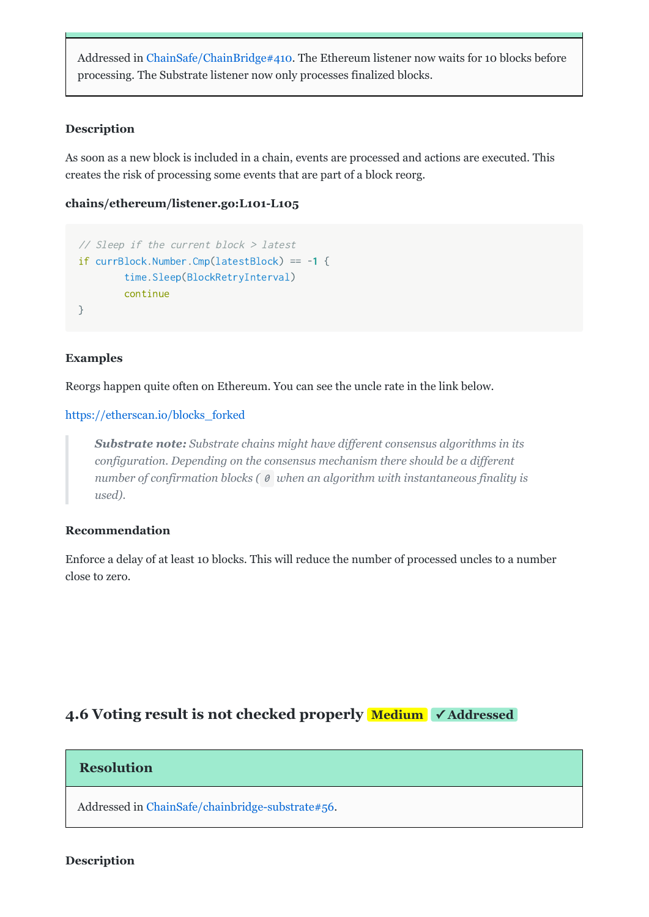Addressed in ChainSafe/ChainBridge#410. The Ethereum listener now waits for 10 blocks before processing. The Substrate listener now only processes finalized blocks.

#### Description

As soon as a new block is included in a chain, events are processed and actions are executed. This creates the risk of processing some events that are part of a block reorg.

**chains/ethereum/listener.go:L101-L105**

```
// Sleep if the current block > latest
if currBlock.Number.Cmp(latestBlock) == -1 {
	time.Sleep(BlockRetryInterval)
	continue
}
```

#### Examples

Reorgs happen quite often on Ethereum. You can see the uncle rate in the link below.

https://etherscan.io/blocks_forked

> ***Substrate note:*** *Substrate chains might have different consensus algorithms in its configuration. Depending on the consensus mechanism there should be a different number of confirmation blocks (`0` when an algorithm with instantaneous finality is used).*

#### Recommendation

Enforce a delay of at least 10 blocks. This will reduce the number of processed uncles to a number close to zero.

## 4.6 Voting result is not checked properly Medium ✓ Addressed

#### Resolution

Addressed in ChainSafe/chainbridge-substrate#56.

#### Description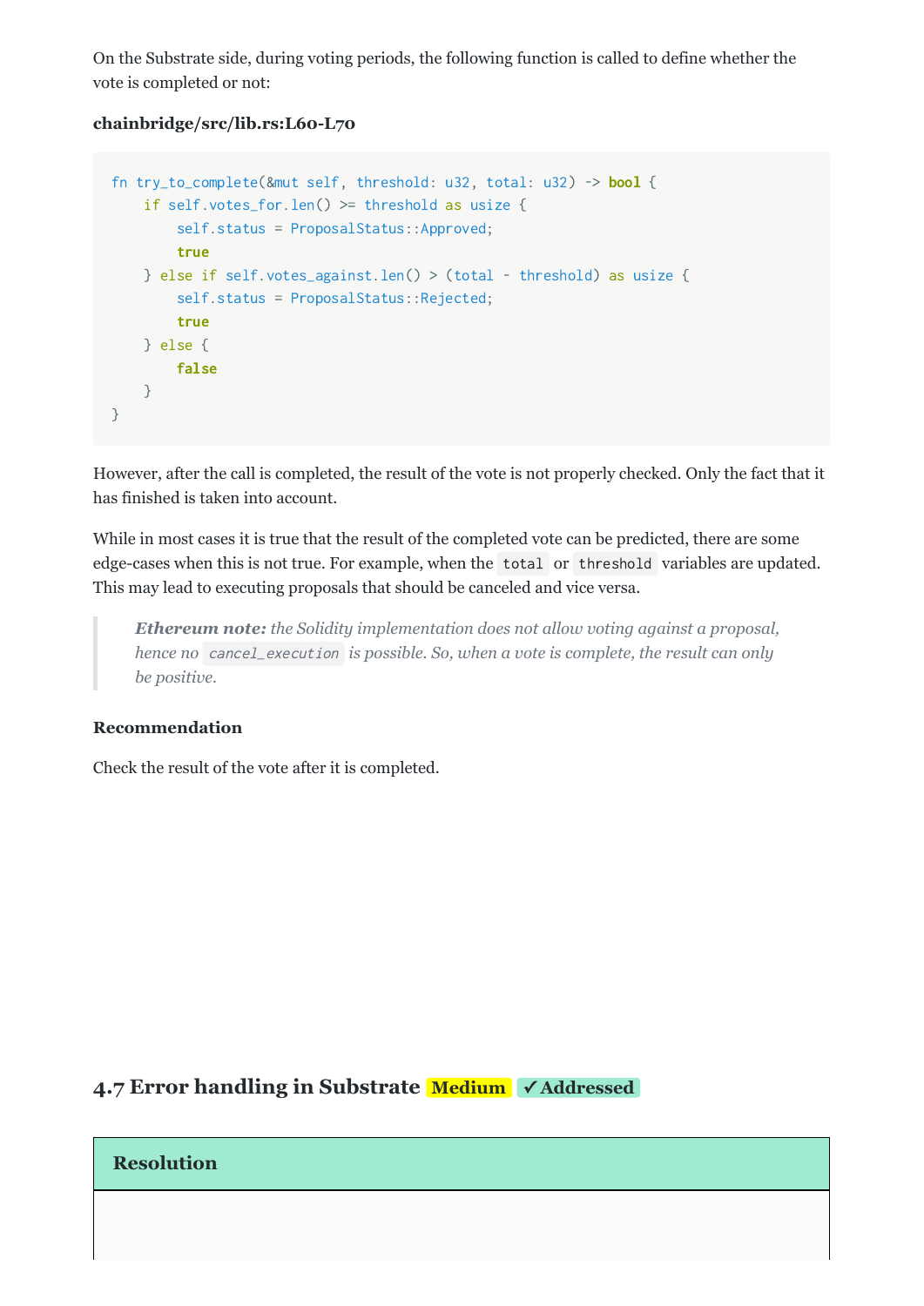On the Substrate side, during voting periods, the following function is called to define whether the vote is completed or not:

**chainbridge/src/lib.rs:L60-L70**

```
fn try_to_complete(&mut self, threshold: u32, total: u32) -> bool {
    if self.votes_for.len() >= threshold as usize {
        self.status = ProposalStatus::Approved;
        true
    } else if self.votes_against.len() > (total - threshold) as usize {
        self.status = ProposalStatus::Rejected;
        true
    } else {
        false
    }
}
```

However, after the call is completed, the result of the vote is not properly checked. Only the fact that it has finished is taken into account.

While in most cases it is true that the result of the completed vote can be predicted, there are some edge-cases when this is not true. For example, when the `total` or `threshold` variables are updated. This may lead to executing proposals that should be canceled and vice versa.

> ***Ethereum note:*** *the Solidity implementation does not allow voting against a proposal, hence no* `cancel_execution` *is possible. So, when a vote is complete, the result can only be positive.*

#### Recommendation

Check the result of the vote after it is completed.

### 4.7 Error handling in Substrate Medium ✓ Addressed

#### Resolution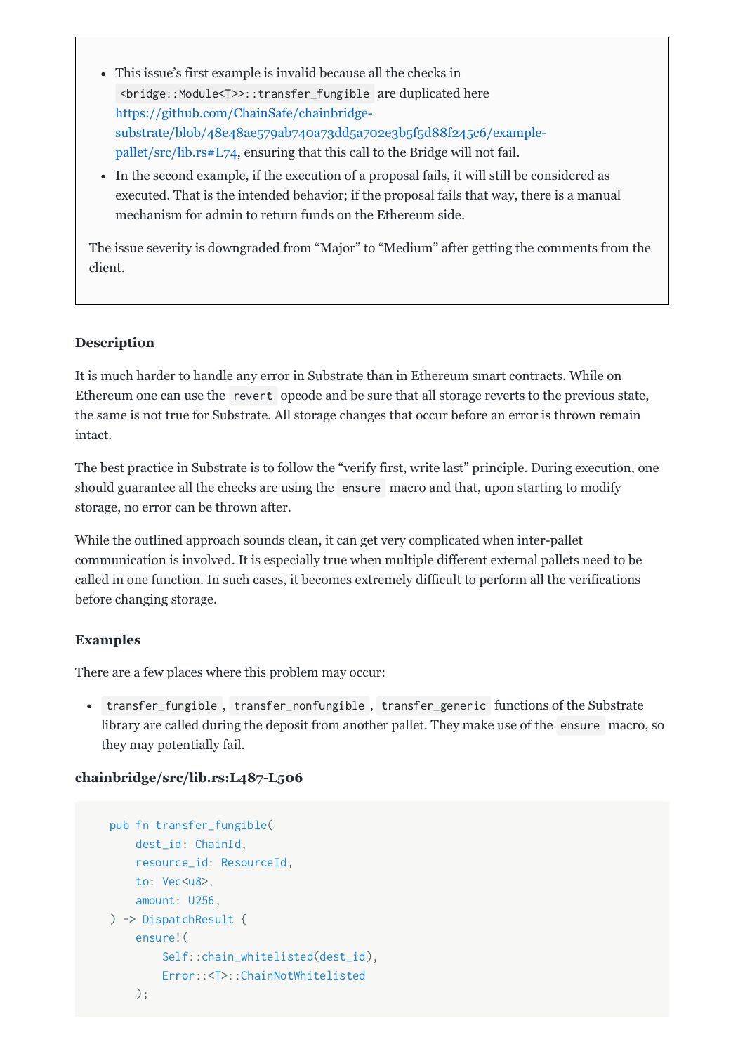- This issue's first example is invalid because all the checks in `<bridge::Module<T>>::transfer_fungible` are duplicated here [https://github.com/ChainSafe/chainbridge-substrate/blob/48e48ae579ab740a73dd5a702e3b5f5d88f245c6/example-pallet/src/lib.rs#L74](https://github.com/ChainSafe/chainbridge-substrate/blob/48e48ae579ab740a73dd5a702e3b5f5d88f245c6/example-pallet/src/lib.rs#L74), ensuring that this call to the Bridge will not fail.
- In the second example, if the execution of a proposal fails, it will still be considered as executed. That is the intended behavior; if the proposal fails that way, there is a manual mechanism for admin to return funds on the Ethereum side.

The issue severity is downgraded from "Major" to "Medium" after getting the comments from the client.

#### Description

It is much harder to handle any error in Substrate than in Ethereum smart contracts. While on Ethereum one can use the `revert` opcode and be sure that all storage reverts to the previous state, the same is not true for Substrate. All storage changes that occur before an error is thrown remain intact.

The best practice in Substrate is to follow the "verify first, write last" principle. During execution, one should guarantee all the checks are using the `ensure` macro and that, upon starting to modify storage, no error can be thrown after.

While the outlined approach sounds clean, it can get very complicated when inter-pallet communication is involved. It is especially true when multiple different external pallets need to be called in one function. In such cases, it becomes extremely difficult to perform all the verifications before changing storage.

#### Examples

There are a few places where this problem may occur:

- `transfer_fungible`, `transfer_nonfungible`, `transfer_generic` functions of the Substrate library are called during the deposit from another pallet. They make use of the `ensure` macro, so they may potentially fail.

**chainbridge/src/lib.rs:L487-L506**

```
    pub fn transfer_fungible(
        dest_id: ChainId,
        resource_id: ResourceId,
        to: Vec<u8>,
        amount: U256,
    ) -> DispatchResult {
        ensure!(
            Self::chain_whitelisted(dest_id),
            Error::<T>::ChainNotWhitelisted
        );
```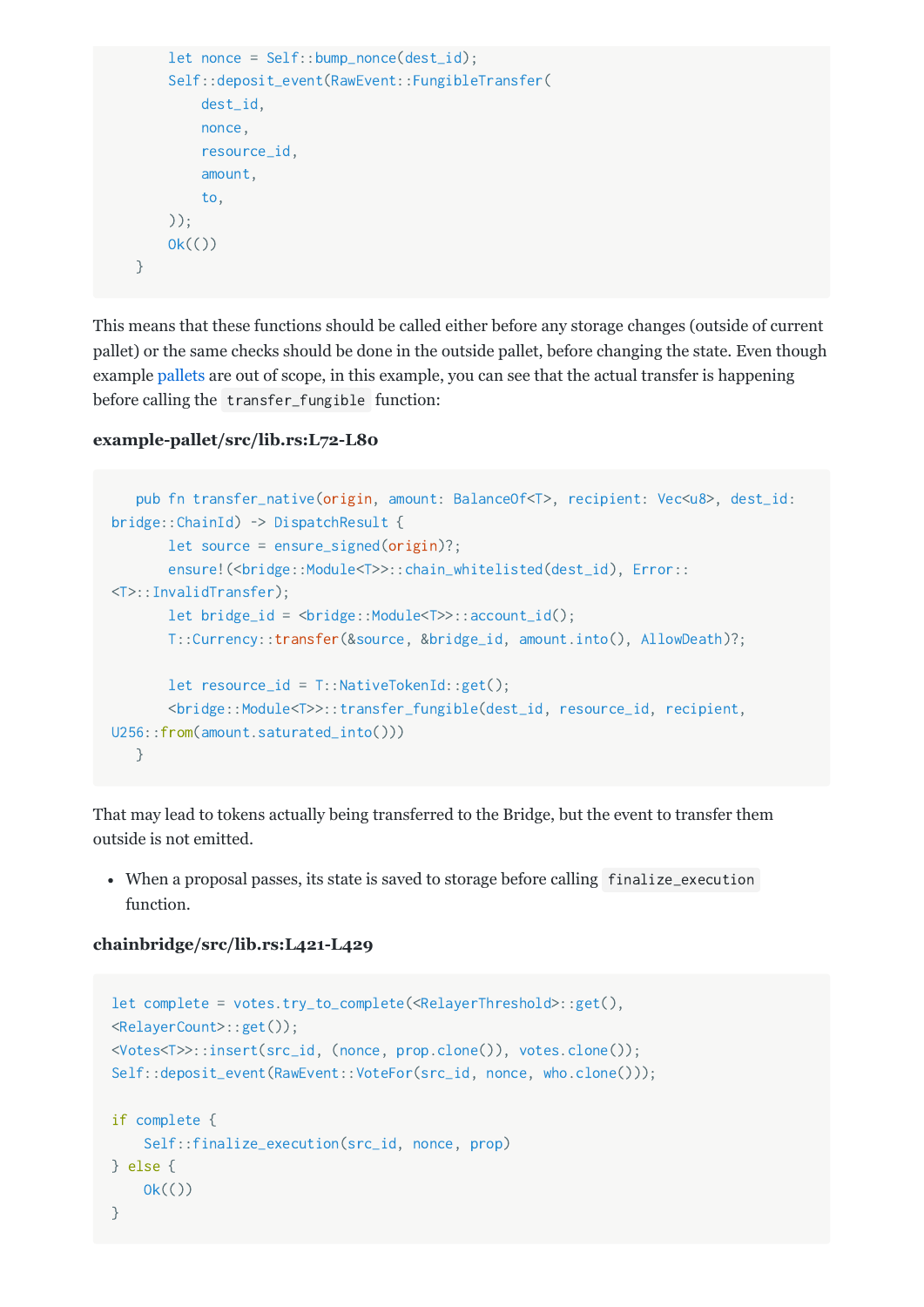```
        let nonce = Self::bump_nonce(dest_id);
        Self::deposit_event(RawEvent::FungibleTransfer(
            dest_id,
            nonce,
            resource_id,
            amount,
            to,
        ));
        Ok(())
    }
```

This means that these functions should be called either before any storage changes (outside of current pallet) or the same checks should be done in the outside pallet, before changing the state. Even though example pallets are out of scope, in this example, you can see that the actual transfer is happening before calling the `transfer_fungible` function:

**example-pallet/src/lib.rs:L72-L80**

```
    pub fn transfer_native(origin, amount: BalanceOf<T>, recipient: Vec<u8>, dest_id:
bridge::ChainId) -> DispatchResult {
        let source = ensure_signed(origin)?;
        ensure!(<bridge::Module<T>>::chain_whitelisted(dest_id), Error::
<T>::InvalidTransfer);
        let bridge_id = <bridge::Module<T>>::account_id();
        T::Currency::transfer(&source, &bridge_id, amount.into(), AllowDeath)?;

        let resource_id = T::NativeTokenId::get();
        <bridge::Module<T>>::transfer_fungible(dest_id, resource_id, recipient,
U256::from(amount.saturated_into()))
    }
```

That may lead to tokens actually being transferred to the Bridge, but the event to transfer them outside is not emitted.

- When a proposal passes, its state is saved to storage before calling `finalize_execution` function.

**chainbridge/src/lib.rs:L421-L429**

```
let complete = votes.try_to_complete(<RelayerThreshold>::get(),
<RelayerCount>::get());
<Votes<T>>::insert(src_id, (nonce, prop.clone()), votes.clone());
Self::deposit_event(RawEvent::VoteFor(src_id, nonce, who.clone()));

if complete {
    Self::finalize_execution(src_id, nonce, prop)
} else {
    Ok(())
}
```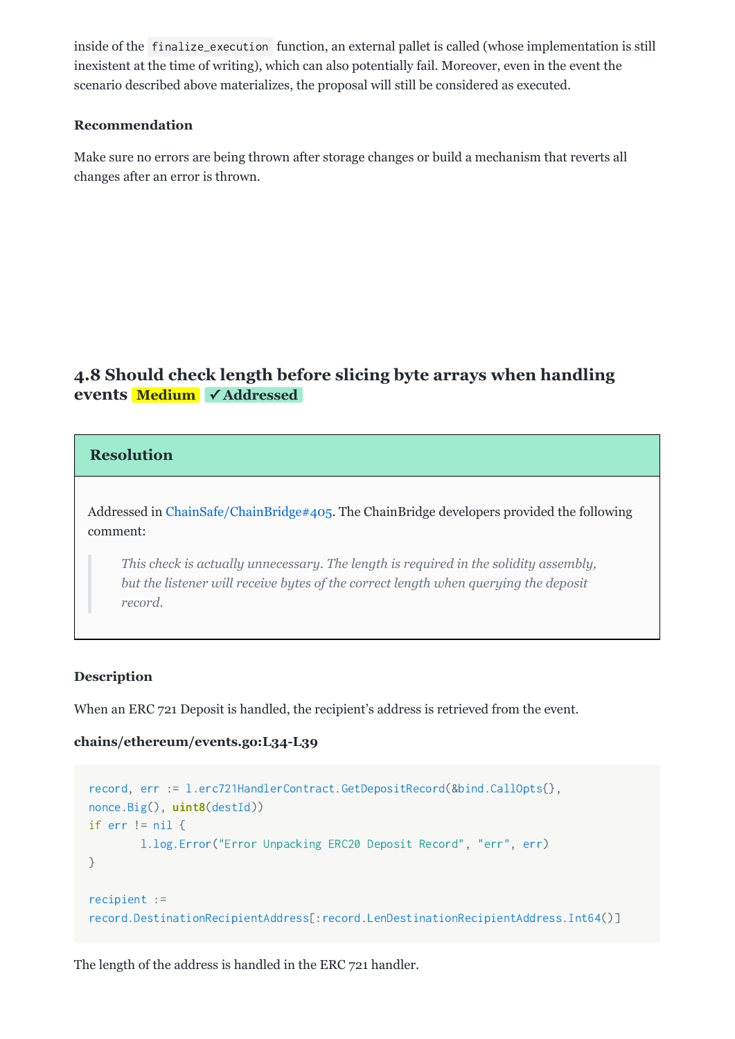inside of the `finalize_execution` function, an external pallet is called (whose implementation is still inexistent at the time of writing), which can also potentially fail. Moreover, even in the event the scenario described above materializes, the proposal will still be considered as executed.

#### Recommendation

Make sure no errors are being thrown after storage changes or build a mechanism that reverts all changes after an error is thrown.

### 4.8 Should check length before slicing byte arrays when handling events Medium ✓ Addressed

#### Resolution

Addressed in ChainSafe/ChainBridge#405. The ChainBridge developers provided the following comment:

> *This check is actually unnecessary. The length is required in the solidity assembly, but the listener will receive bytes of the correct length when querying the deposit record.*

#### Description

When an ERC 721 Deposit is handled, the recipient's address is retrieved from the event.

**chains/ethereum/events.go:L34-L39**

```
record, err := l.erc721HandlerContract.GetDepositRecord(&bind.CallOpts{},
nonce.Big(), uint8(destId))
if err != nil {
	l.log.Error("Error Unpacking ERC20 Deposit Record", "err", err)
}

recipient :=
record.DestinationRecipientAddress[:record.LenDestinationRecipientAddress.Int64()]
```

The length of the address is handled in the ERC 721 handler.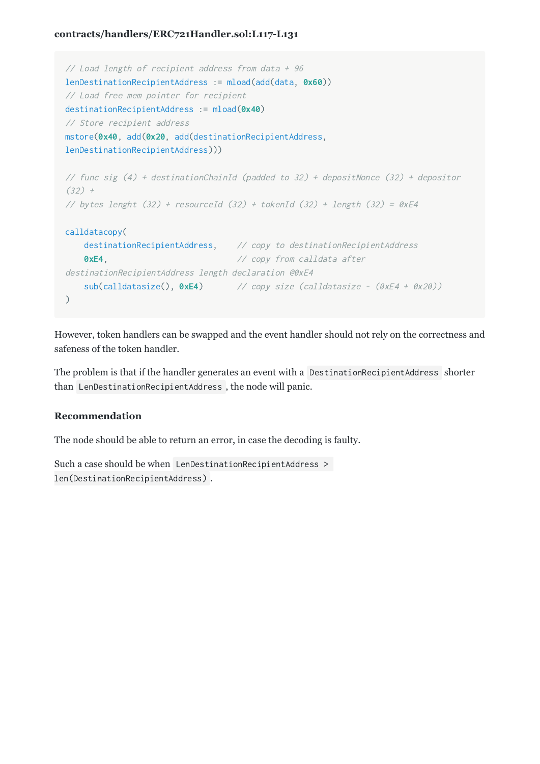**contracts/handlers/ERC721Handler.sol:L117-L131**

```
// Load length of recipient address from data + 96
lenDestinationRecipientAddress := mload(add(data, 0x60))
// Load free mem pointer for recipient
destinationRecipientAddress := mload(0x40)
// Store recipient address
mstore(0x40, add(0x20, add(destinationRecipientAddress,
lenDestinationRecipientAddress)))

// func sig (4) + destinationChainId (padded to 32) + depositNonce (32) + depositor
(32) +
// bytes lenght (32) + resourceId (32) + tokenId (32) + length (32) = 0xE4

calldatacopy(
    destinationRecipientAddress,    // copy to destinationRecipientAddress
    0xE4,                           // copy from calldata after
destinationRecipientAddress length declaration @0xE4
    sub(calldatasize(), 0xE4)       // copy size (calldatasize - (0xE4 + 0x20))
)
```

However, token handlers can be swapped and the event handler should not rely on the correctness and safeness of the token handler.

The problem is that if the handler generates an event with a `DestinationRecipientAddress` shorter than `LenDestinationRecipientAddress`, the node will panic.

#### Recommendation

The node should be able to return an error, in case the decoding is faulty.

Such a case should be when `LenDestinationRecipientAddress > len(DestinationRecipientAddress)`.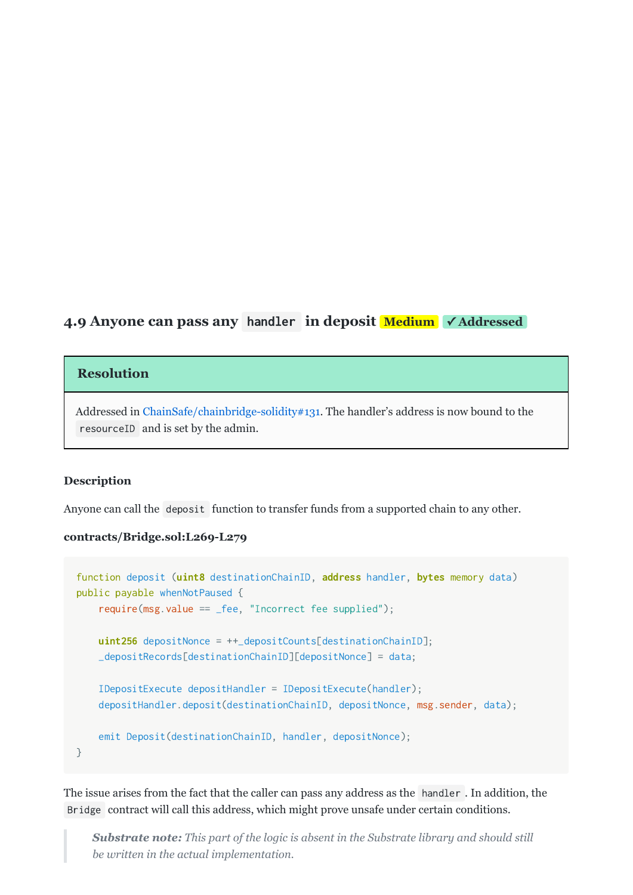### 4.9 Anyone can pass any `handler` in deposit Medium ✓ Addressed

**Resolution**

Addressed in ChainSafe/chainbridge-solidity#131. The handler's address is now bound to the `resourceID` and is set by the admin.

#### Description

Anyone can call the `deposit` function to transfer funds from a supported chain to any other.

**contracts/Bridge.sol:L269-L279**

```
function deposit (uint8 destinationChainID, address handler, bytes memory data)
public payable whenNotPaused {
    require(msg.value == _fee, "Incorrect fee supplied");

    uint256 depositNonce = ++_depositCounts[destinationChainID];
    _depositRecords[destinationChainID][depositNonce] = data;

    IDepositExecute depositHandler = IDepositExecute(handler);
    depositHandler.deposit(destinationChainID, depositNonce, msg.sender, data);

    emit Deposit(destinationChainID, handler, depositNonce);
}
```

The issue arises from the fact that the caller can pass any address as the `handler`. In addition, the `Bridge` contract will call this address, which might prove unsafe under certain conditions.

> ***Substrate note:*** *This part of the logic is absent in the Substrate library and should still be written in the actual implementation.*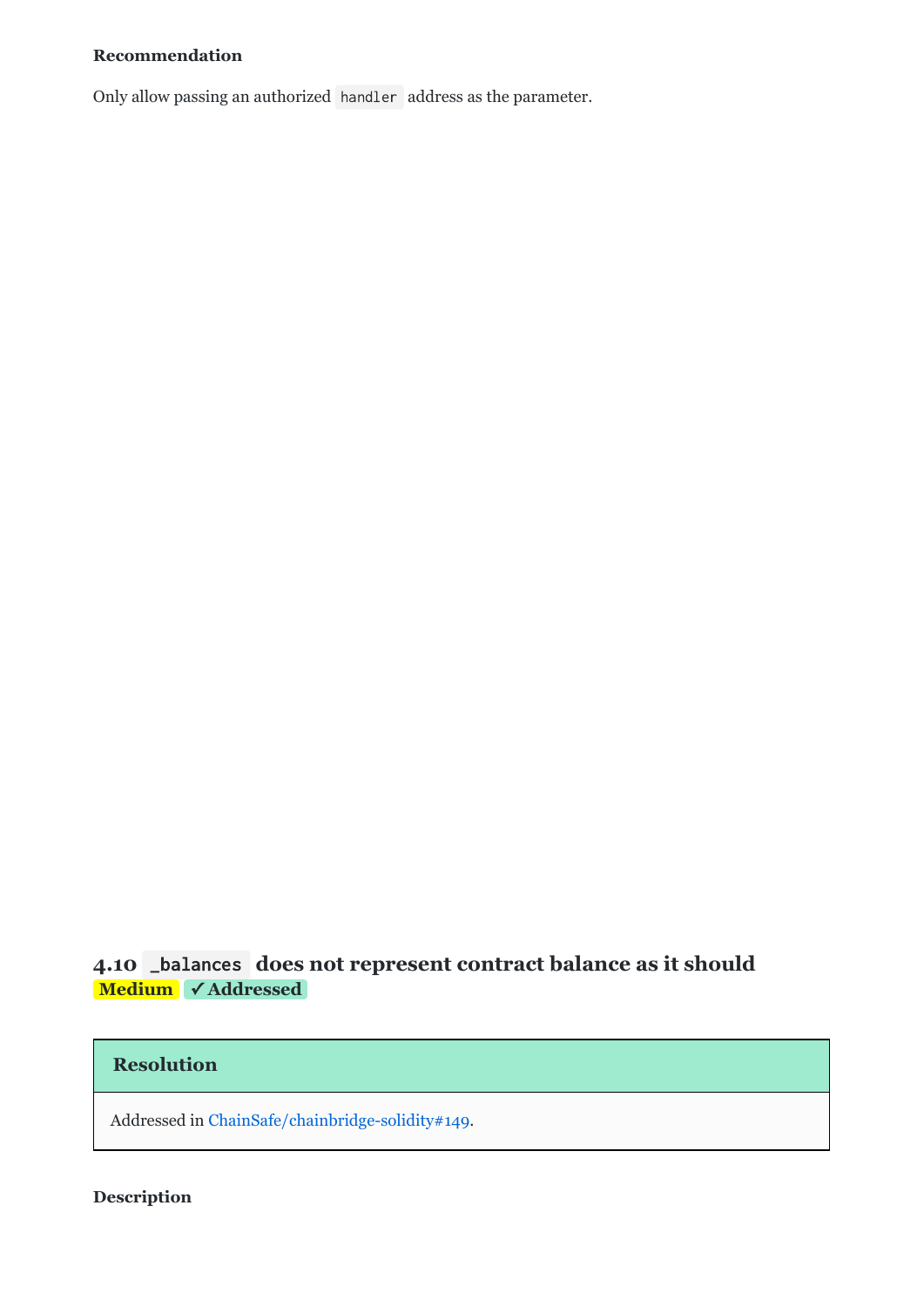**Recommendation**

Only allow passing an authorized `handler` address as the parameter.

### 4.10 `_balances` does not represent contract balance as it should

**Medium** **✓Addressed**

**Resolution**

Addressed in ChainSafe/chainbridge-solidity#149.

**Description**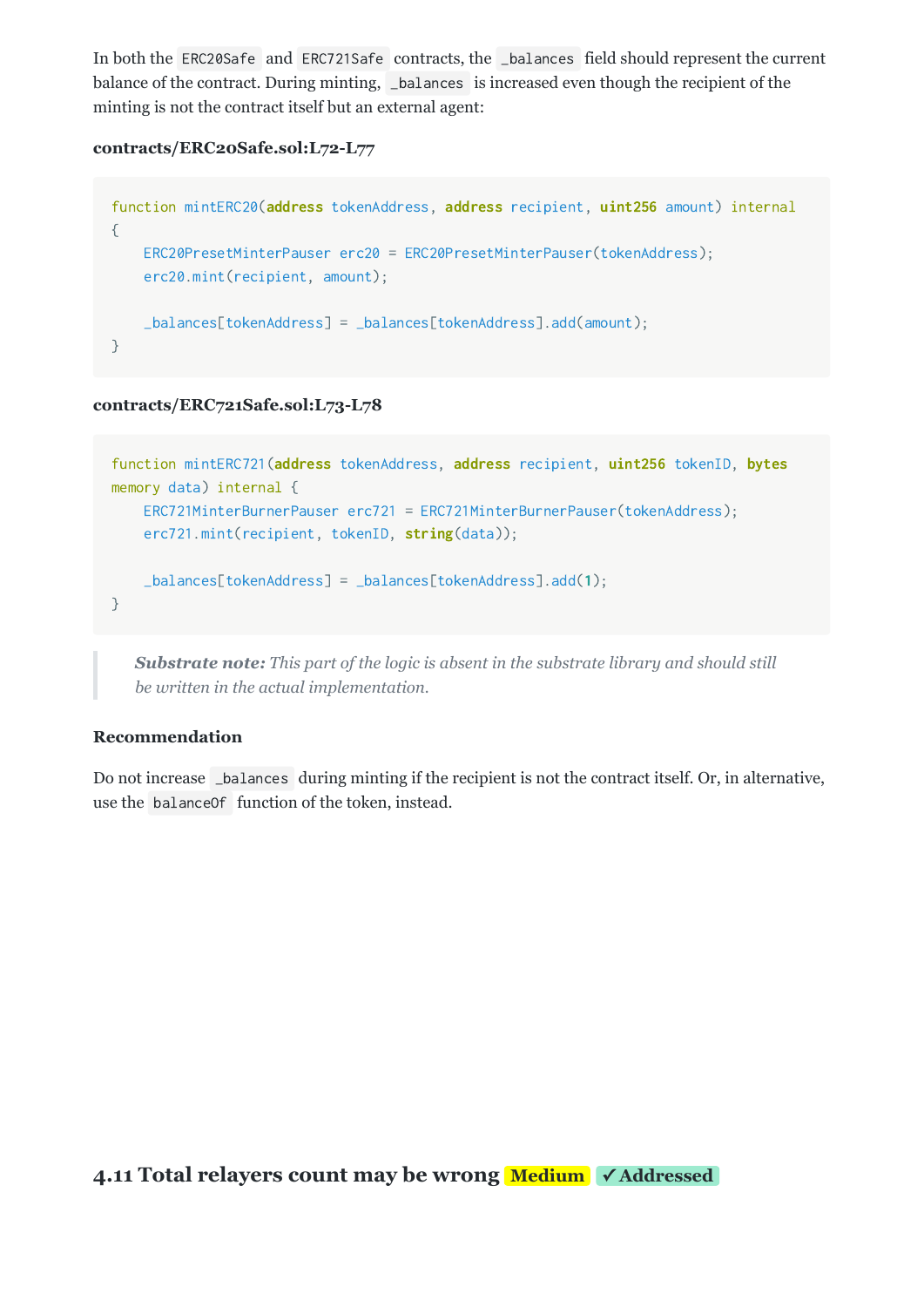In both the `ERC20Safe` and `ERC721Safe` contracts, the `_balances` field should represent the current balance of the contract. During minting, `_balances` is increased even though the recipient of the minting is not the contract itself but an external agent:

**contracts/ERC20Safe.sol:L72-L77**

```
function mintERC20(address tokenAddress, address recipient, uint256 amount) internal
{
    ERC20PresetMinterPauser erc20 = ERC20PresetMinterPauser(tokenAddress);
    erc20.mint(recipient, amount);

    _balances[tokenAddress] = _balances[tokenAddress].add(amount);
}
```

**contracts/ERC721Safe.sol:L73-L78**

```
function mintERC721(address tokenAddress, address recipient, uint256 tokenID, bytes
memory data) internal {
    ERC721MinterBurnerPauser erc721 = ERC721MinterBurnerPauser(tokenAddress);
    erc721.mint(recipient, tokenID, string(data));

    _balances[tokenAddress] = _balances[tokenAddress].add(1);
}
```

> ***Substrate note:*** *This part of the logic is absent in the substrate library and should still be written in the actual implementation.*

#### Recommendation

Do not increase `_balances` during minting if the recipient is not the contract itself. Or, in alternative, use the `balanceOf` function of the token, instead.

## 4.11 Total relayers count may be wrong Medium ✓ Addressed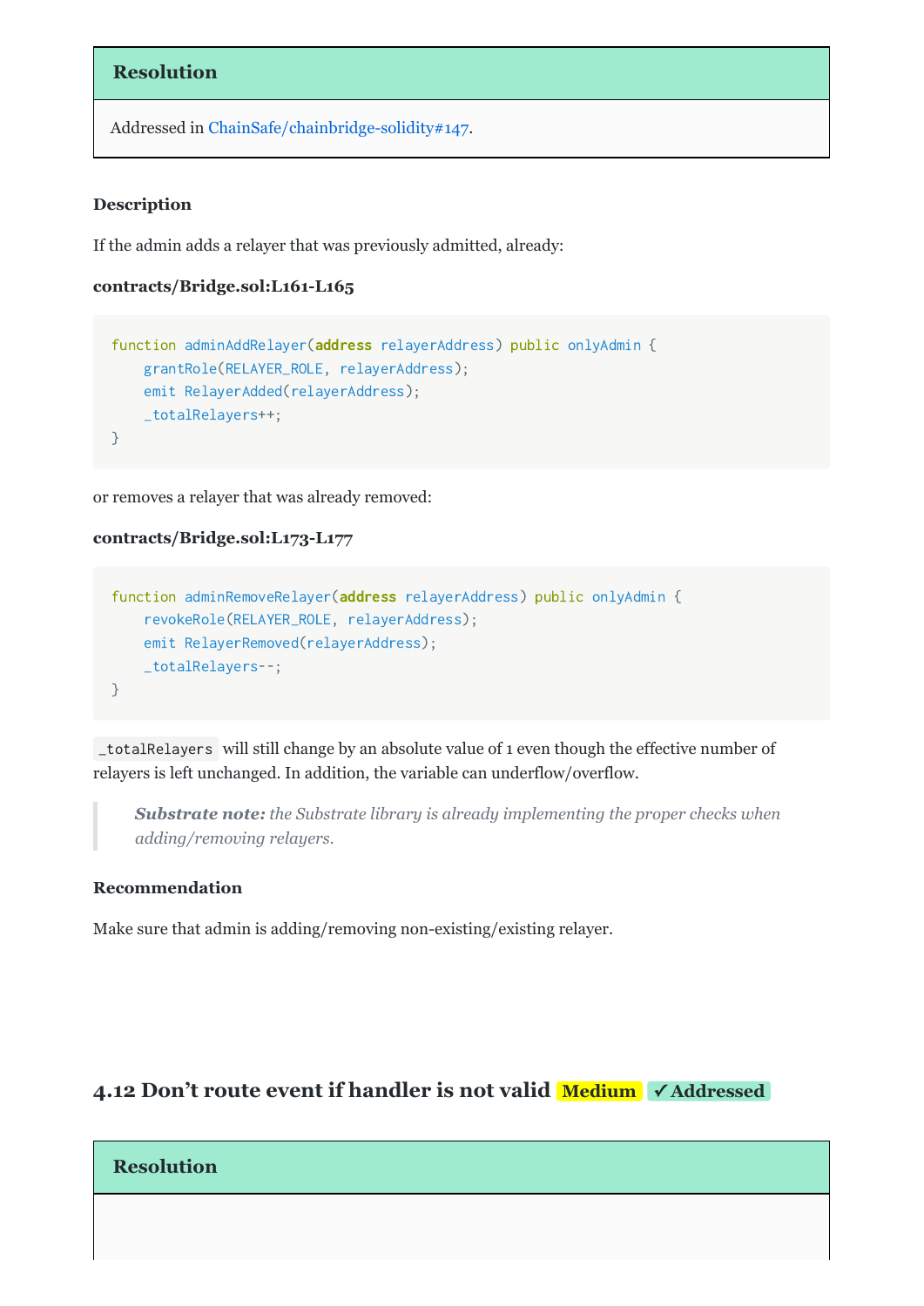#### Resolution

Addressed in ChainSafe/chainbridge-solidity#147.

#### Description

If the admin adds a relayer that was previously admitted, already:

**contracts/Bridge.sol:L161-L165**

```
function adminAddRelayer(address relayerAddress) public onlyAdmin {
    grantRole(RELAYER_ROLE, relayerAddress);
    emit RelayerAdded(relayerAddress);
    _totalRelayers++;
}
```

or removes a relayer that was already removed:

**contracts/Bridge.sol:L173-L177**

```
function adminRemoveRelayer(address relayerAddress) public onlyAdmin {
    revokeRole(RELAYER_ROLE, relayerAddress);
    emit RelayerRemoved(relayerAddress);
    _totalRelayers--;
}
```

`_totalRelayers` will still change by an absolute value of 1 even though the effective number of relayers is left unchanged. In addition, the variable can underflow/overflow.

> ***Substrate note:*** *the Substrate library is already implementing the proper checks when adding/removing relayers.*

#### Recommendation

Make sure that admin is adding/removing non-existing/existing relayer.

### 4.12 Don't route event if handler is not valid Medium ✓ Addressed

#### Resolution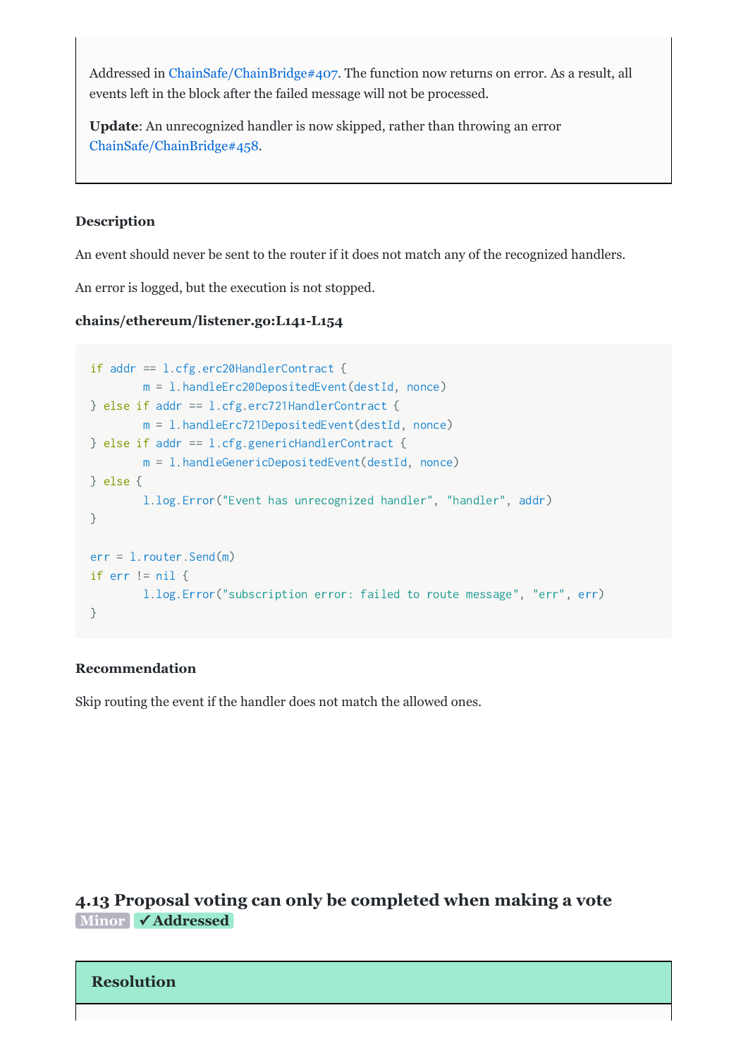Addressed in [ChainSafe/ChainBridge#407](ChainSafe/ChainBridge#407). The function now returns on error. As a result, all events left in the block after the failed message will not be processed.

**Update**: An unrecognized handler is now skipped, rather than throwing an error [ChainSafe/ChainBridge#458](ChainSafe/ChainBridge#458).

#### Description

An event should never be sent to the router if it does not match any of the recognized handlers.

An error is logged, but the execution is not stopped.

**chains/ethereum/listener.go:L141-L154**

```
if addr == l.cfg.erc20HandlerContract {
        m = l.handleErc20DepositedEvent(destId, nonce)
} else if addr == l.cfg.erc721HandlerContract {
        m = l.handleErc721DepositedEvent(destId, nonce)
} else if addr == l.cfg.genericHandlerContract {
        m = l.handleGenericDepositedEvent(destId, nonce)
} else {
        l.log.Error("Event has unrecognized handler", "handler", addr)
}

err = l.router.Send(m)
if err != nil {
        l.log.Error("subscription error: failed to route message", "err", err)
}
```

#### Recommendation

Skip routing the event if the handler does not match the allowed ones.

### 4.13 Proposal voting can only be completed when making a vote Minor ✓ Addressed

#### Resolution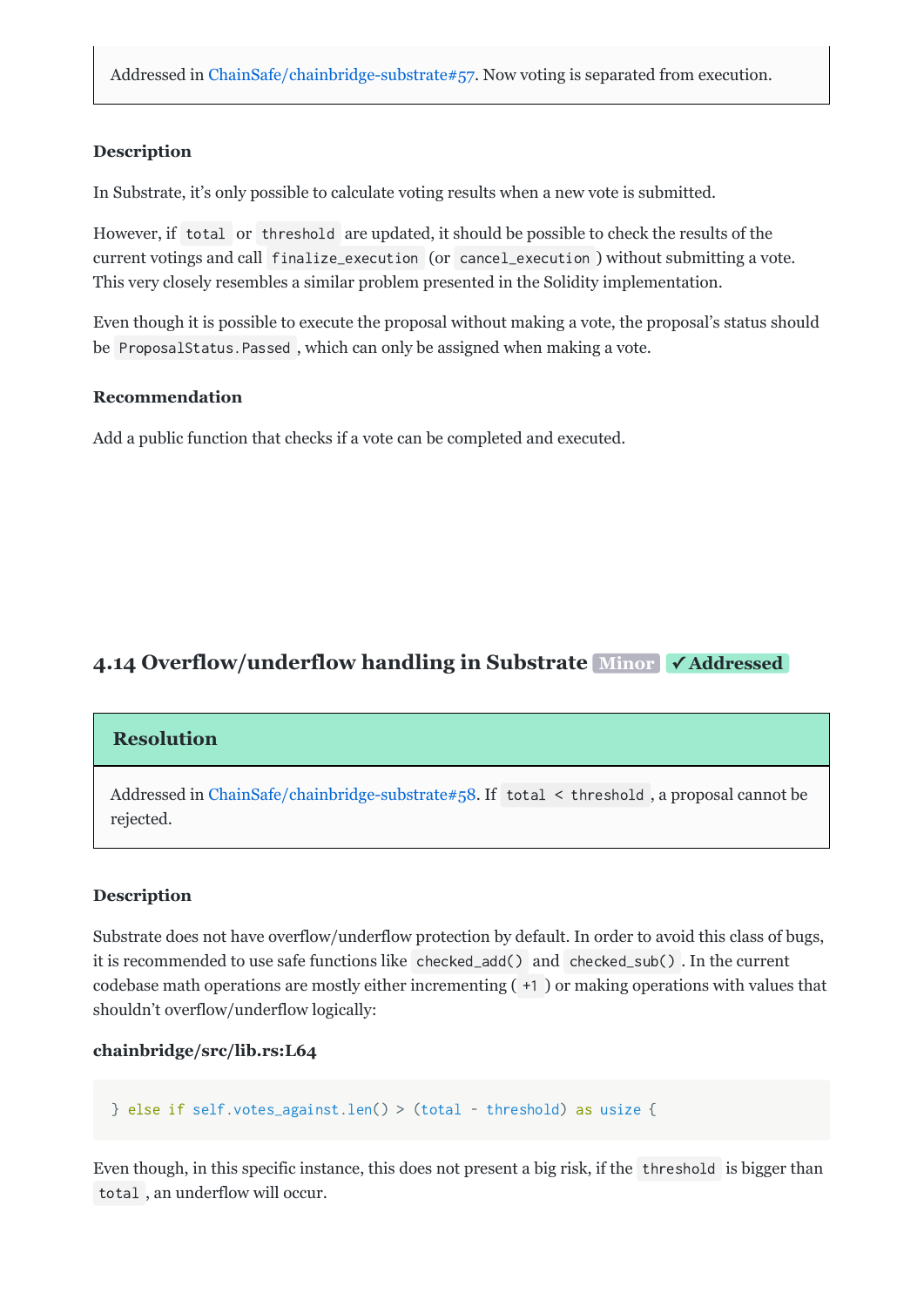Addressed in ChainSafe/chainbridge-substrate#57. Now voting is separated from execution.

#### Description

In Substrate, it's only possible to calculate voting results when a new vote is submitted.

However, if `total` or `threshold` are updated, it should be possible to check the results of the current votings and call `finalize_execution` (or `cancel_execution`) without submitting a vote. This very closely resembles a similar problem presented in the Solidity implementation.

Even though it is possible to execute the proposal without making a vote, the proposal's status should be `ProposalStatus.Passed`, which can only be assigned when making a vote.

#### Recommendation

Add a public function that checks if a vote can be completed and executed.

### 4.14 Overflow/underflow handling in Substrate Minor ✓ Addressed

#### Resolution

Addressed in ChainSafe/chainbridge-substrate#58. If `total < threshold`, a proposal cannot be rejected.

#### Description

Substrate does not have overflow/underflow protection by default. In order to avoid this class of bugs, it is recommended to use safe functions like `checked_add()` and `checked_sub()`. In the current codebase math operations are mostly either incrementing ( `+1` ) or making operations with values that shouldn't overflow/underflow logically:

**chainbridge/src/lib.rs:L64**

```
} else if self.votes_against.len() > (total - threshold) as usize {
```

Even though, in this specific instance, this does not present a big risk, if the `threshold` is bigger than `total`, an underflow will occur.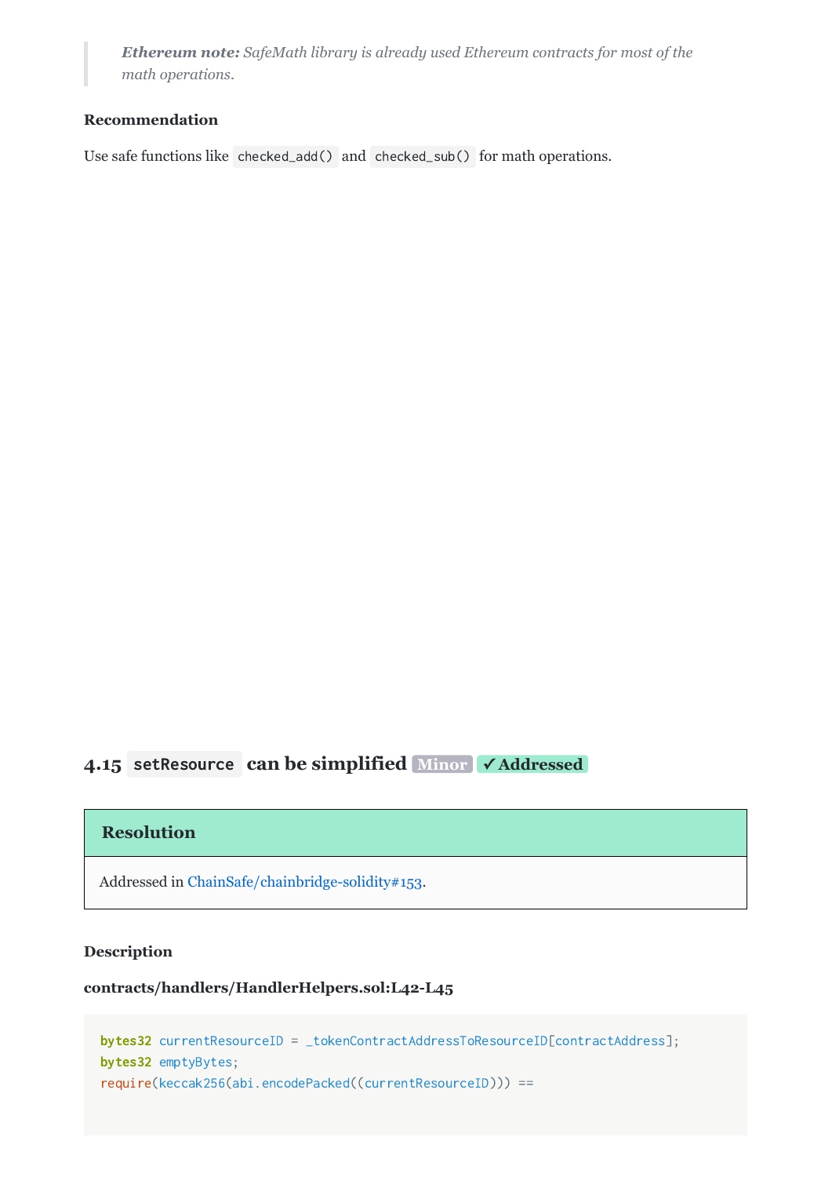> ***Ethereum note:*** *SafeMath library is already used Ethereum contracts for most of the math operations.*

#### Recommendation

Use safe functions like `checked_add()` and `checked_sub()` for math operations.

### 4.15 `setResource` can be simplified Minor ✓ Addressed

| Resolution |
| --- |
| Addressed in ChainSafe/chainbridge-solidity#153. |

#### Description

**contracts/handlers/HandlerHelpers.sol:L42-L45**

```
bytes32 currentResourceID = _tokenContractAddressToResourceID[contractAddress];
bytes32 emptyBytes;
require(keccak256(abi.encodePacked((currentResourceID))) ==
```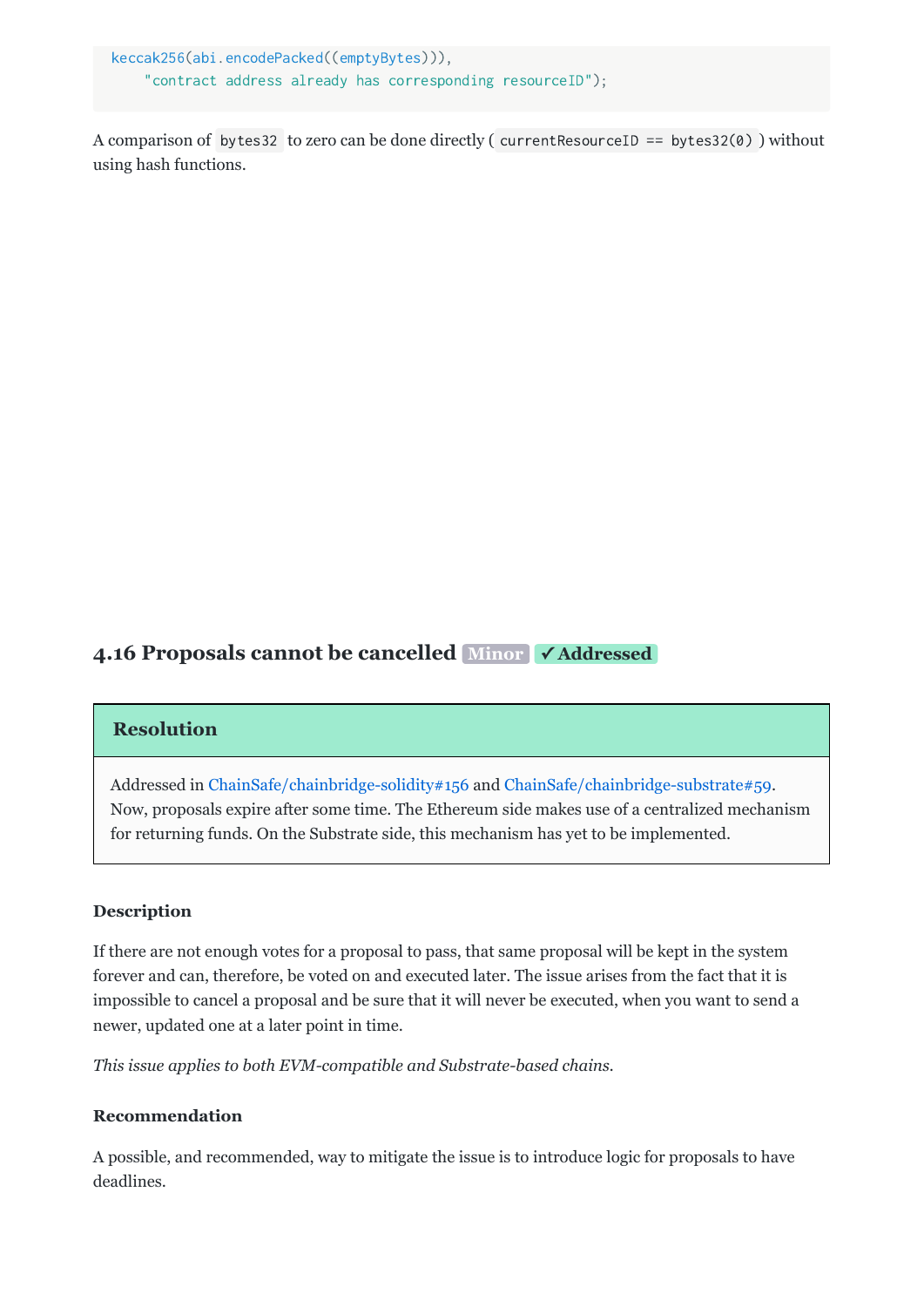```
keccak256(abi.encodePacked((emptyBytes))),
    "contract address already has corresponding resourceID");
```

A comparison of `bytes32` to zero can be done directly ( `currentResourceID == bytes32(0)` ) without using hash functions.

### 4.16 Proposals cannot be cancelled Minor ✓ Addressed

#### Resolution

Addressed in ChainSafe/chainbridge-solidity#156 and ChainSafe/chainbridge-substrate#59. Now, proposals expire after some time. The Ethereum side makes use of a centralized mechanism for returning funds. On the Substrate side, this mechanism has yet to be implemented.

#### Description

If there are not enough votes for a proposal to pass, that same proposal will be kept in the system forever and can, therefore, be voted on and executed later. The issue arises from the fact that it is impossible to cancel a proposal and be sure that it will never be executed, when you want to send a newer, updated one at a later point in time.

*This issue applies to both EVM-compatible and Substrate-based chains.*

#### Recommendation

A possible, and recommended, way to mitigate the issue is to introduce logic for proposals to have deadlines.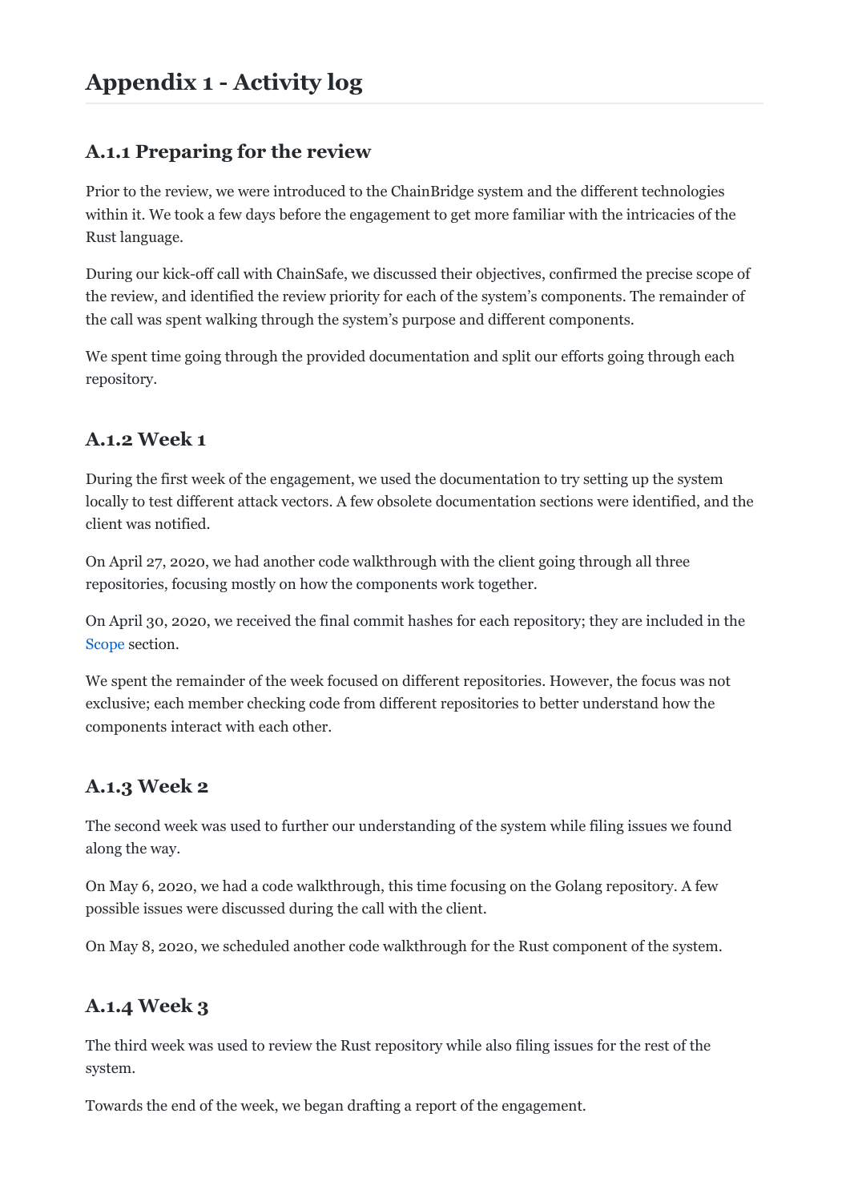# Appendix 1 - Activity log

## A.1.1 Preparing for the review

Prior to the review, we were introduced to the ChainBridge system and the different technologies within it. We took a few days before the engagement to get more familiar with the intricacies of the Rust language.

During our kick-off call with ChainSafe, we discussed their objectives, confirmed the precise scope of the review, and identified the review priority for each of the system's components. The remainder of the call was spent walking through the system's purpose and different components.

We spent time going through the provided documentation and split our efforts going through each repository.

## A.1.2 Week 1

During the first week of the engagement, we used the documentation to try setting up the system locally to test different attack vectors. A few obsolete documentation sections were identified, and the client was notified.

On April 27, 2020, we had another code walkthrough with the client going through all three repositories, focusing mostly on how the components work together.

On April 30, 2020, we received the final commit hashes for each repository; they are included in the Scope section.

We spent the remainder of the week focused on different repositories. However, the focus was not exclusive; each member checking code from different repositories to better understand how the components interact with each other.

## A.1.3 Week 2

The second week was used to further our understanding of the system while filing issues we found along the way.

On May 6, 2020, we had a code walkthrough, this time focusing on the Golang repository. A few possible issues were discussed during the call with the client.

On May 8, 2020, we scheduled another code walkthrough for the Rust component of the system.

## A.1.4 Week 3

The third week was used to review the Rust repository while also filing issues for the rest of the system.

Towards the end of the week, we began drafting a report of the engagement.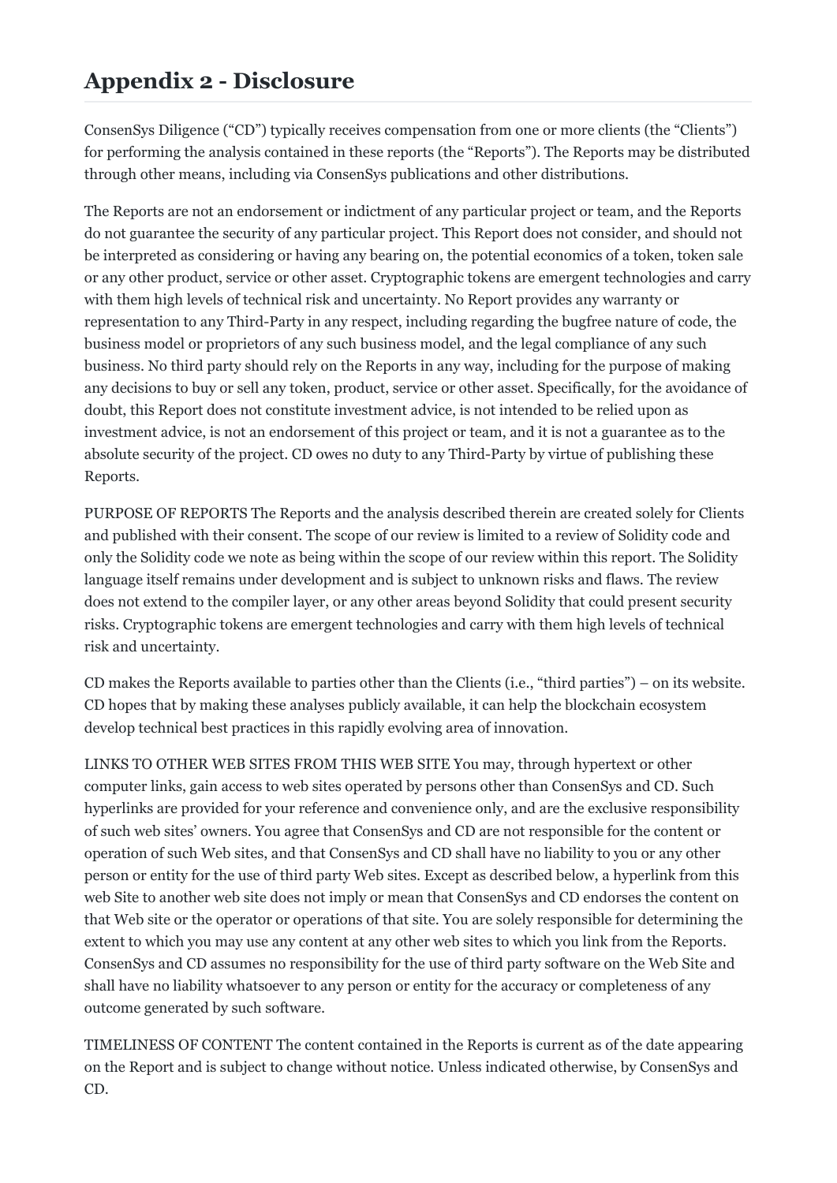## Appendix 2 - Disclosure

ConsenSys Diligence ("CD") typically receives compensation from one or more clients (the "Clients") for performing the analysis contained in these reports (the "Reports"). The Reports may be distributed through other means, including via ConsenSys publications and other distributions.

The Reports are not an endorsement or indictment of any particular project or team, and the Reports do not guarantee the security of any particular project. This Report does not consider, and should not be interpreted as considering or having any bearing on, the potential economics of a token, token sale or any other product, service or other asset. Cryptographic tokens are emergent technologies and carry with them high levels of technical risk and uncertainty. No Report provides any warranty or representation to any Third-Party in any respect, including regarding the bugfree nature of code, the business model or proprietors of any such business model, and the legal compliance of any such business. No third party should rely on the Reports in any way, including for the purpose of making any decisions to buy or sell any token, product, service or other asset. Specifically, for the avoidance of doubt, this Report does not constitute investment advice, is not intended to be relied upon as investment advice, is not an endorsement of this project or team, and it is not a guarantee as to the absolute security of the project. CD owes no duty to any Third-Party by virtue of publishing these Reports.

PURPOSE OF REPORTS The Reports and the analysis described therein are created solely for Clients and published with their consent. The scope of our review is limited to a review of Solidity code and only the Solidity code we note as being within the scope of our review within this report. The Solidity language itself remains under development and is subject to unknown risks and flaws. The review does not extend to the compiler layer, or any other areas beyond Solidity that could present security risks. Cryptographic tokens are emergent technologies and carry with them high levels of technical risk and uncertainty.

CD makes the Reports available to parties other than the Clients (i.e., "third parties") – on its website. CD hopes that by making these analyses publicly available, it can help the blockchain ecosystem develop technical best practices in this rapidly evolving area of innovation.

LINKS TO OTHER WEB SITES FROM THIS WEB SITE You may, through hypertext or other computer links, gain access to web sites operated by persons other than ConsenSys and CD. Such hyperlinks are provided for your reference and convenience only, and are the exclusive responsibility of such web sites' owners. You agree that ConsenSys and CD are not responsible for the content or operation of such Web sites, and that ConsenSys and CD shall have no liability to you or any other person or entity for the use of third party Web sites. Except as described below, a hyperlink from this web Site to another web site does not imply or mean that ConsenSys and CD endorses the content on that Web site or the operator or operations of that site. You are solely responsible for determining the extent to which you may use any content at any other web sites to which you link from the Reports. ConsenSys and CD assumes no responsibility for the use of third party software on the Web Site and shall have no liability whatsoever to any person or entity for the accuracy or completeness of any outcome generated by such software.

TIMELINESS OF CONTENT The content contained in the Reports is current as of the date appearing on the Report and is subject to change without notice. Unless indicated otherwise, by ConsenSys and CD.